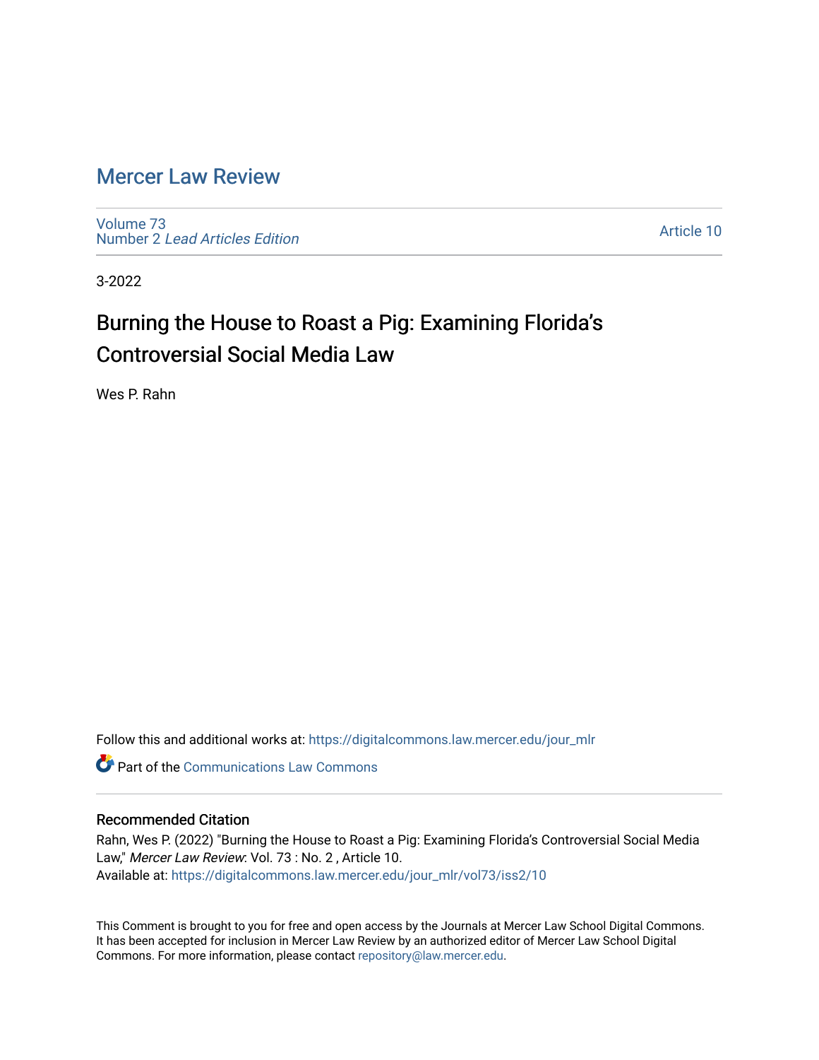# Mercer Law Review

Volume 73
Number 2 *Lead Articles Edition*

Article 10

3-2022

## Burning the House to Roast a Pig: Examining Florida's Controversial Social Media Law

Wes P. Rahn

Follow this and additional works at: https://digitalcommons.law.mercer.edu/jour_mlr

Part of the Communications Law Commons

### Recommended Citation

Rahn, Wes P. (2022) "Burning the House to Roast a Pig: Examining Florida's Controversial Social Media Law," *Mercer Law Review*: Vol. 73 : No. 2 , Article 10.
Available at: https://digitalcommons.law.mercer.edu/jour_mlr/vol73/iss2/10

This Comment is brought to you for free and open access by the Journals at Mercer Law School Digital Commons. It has been accepted for inclusion in Mercer Law Review by an authorized editor of Mercer Law School Digital Commons. For more information, please contact repository@law.mercer.edu.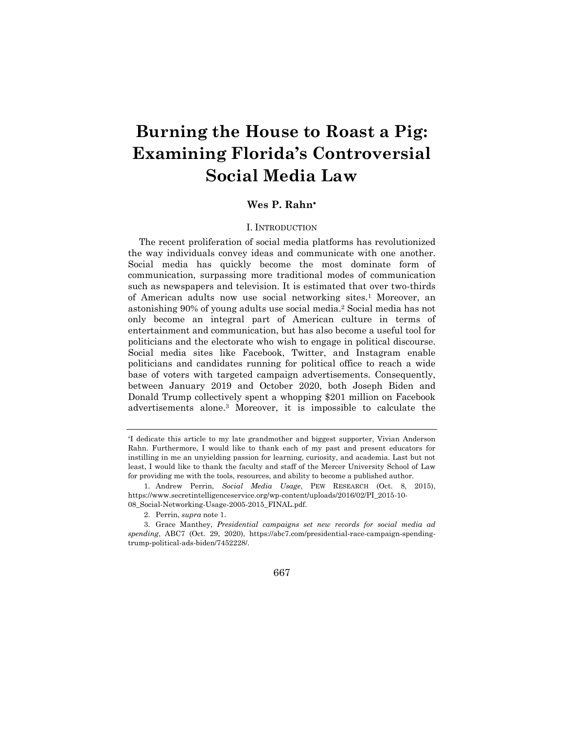// Burning the House to Roast a Pig: Examining Florida's Controversial Social Media Law

**Wes P. Rahn**[*]

## I. INTRODUCTION

The recent proliferation of social media platforms has revolutionized the way individuals convey ideas and communicate with one another. Social media has quickly become the most dominate form of communication, surpassing more traditional modes of communication such as newspapers and television. It is estimated that over two-thirds of American adults now use social networking sites.[1] Moreover, an astonishing 90% of young adults use social media.[2] Social media has not only become an integral part of American culture in terms of entertainment and communication, but has also become a useful tool for politicians and the electorate who wish to engage in political discourse. Social media sites like Facebook, Twitter, and Instagram enable politicians and candidates running for political office to reach a wide base of voters with targeted campaign advertisements. Consequently, between January 2019 and October 2020, both Joseph Biden and Donald Trump collectively spent a whopping $201 million on Facebook advertisements alone.[3] Moreover, it is impossible to calculate the

---

[*] I dedicate this article to my late grandmother and biggest supporter, Vivian Anderson Rahn. Furthermore, I would like to thank each of my past and present educators for instilling in me an unyielding passion for learning, curiosity, and academia. Last but not least, I would like to thank the faculty and staff of the Mercer University School of Law for providing me with the tools, resources, and ability to become a published author.

1. Andrew Perrin, *Social Media Usage*, PEW RESEARCH (Oct. 8, 2015), https://www.secretintelligenceservice.org/wp-content/uploads/2016/02/PI_2015-10-08_Social-Networking-Usage-2005-2015_FINAL.pdf.

2. Perrin, *supra* note 1.

3. Grace Manthey, *Presidential campaigns set new records for social media ad spending*, ABC7 (Oct. 29, 2020), https://abc7.com/presidential-race-campaign-spending-trump-political-ads-biden/7452228/.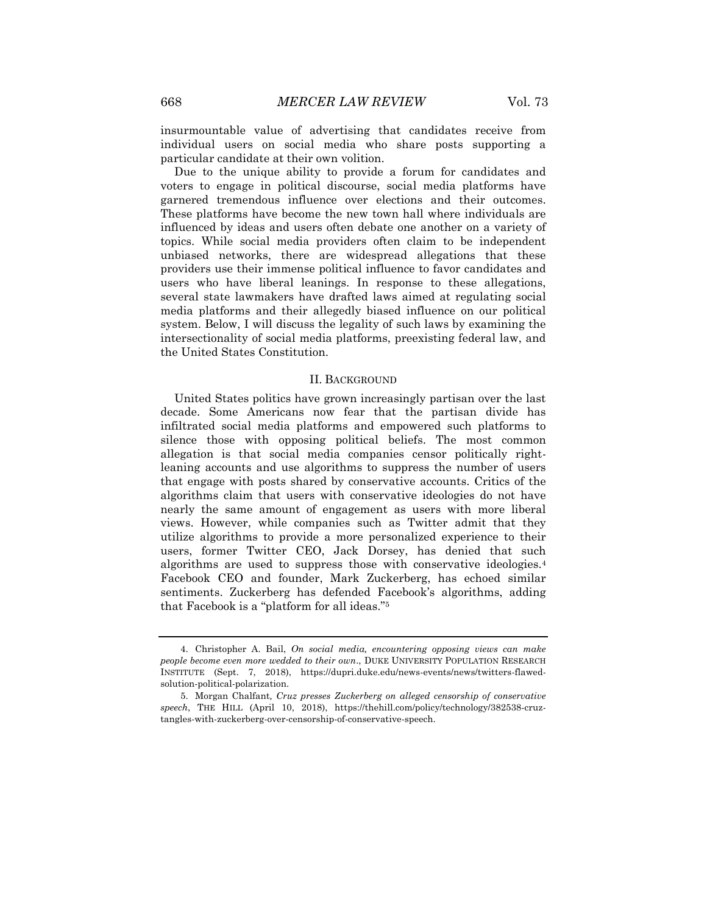insurmountable value of advertising that candidates receive from individual users on social media who share posts supporting a particular candidate at their own volition.

Due to the unique ability to provide a forum for candidates and voters to engage in political discourse, social media platforms have garnered tremendous influence over elections and their outcomes. These platforms have become the new town hall where individuals are influenced by ideas and users often debate one another on a variety of topics. While social media providers often claim to be independent unbiased networks, there are widespread allegations that these providers use their immense political influence to favor candidates and users who have liberal leanings. In response to these allegations, several state lawmakers have drafted laws aimed at regulating social media platforms and their allegedly biased influence on our political system. Below, I will discuss the legality of such laws by examining the intersectionality of social media platforms, preexisting federal law, and the United States Constitution.

## II. Background

United States politics have grown increasingly partisan over the last decade. Some Americans now fear that the partisan divide has infiltrated social media platforms and empowered such platforms to silence those with opposing political beliefs. The most common allegation is that social media companies censor politically right-leaning accounts and use algorithms to suppress the number of users that engage with posts shared by conservative accounts. Critics of the algorithms claim that users with conservative ideologies do not have nearly the same amount of engagement as users with more liberal views. However, while companies such as Twitter admit that they utilize algorithms to provide a more personalized experience to their users, former Twitter CEO, Jack Dorsey, has denied that such algorithms are used to suppress those with conservative ideologies.[4] Facebook CEO and founder, Mark Zuckerberg, has echoed similar sentiments. Zuckerberg has defended Facebook's algorithms, adding that Facebook is a "platform for all ideas."[5]

---

4. Christopher A. Bail, *On social media, encountering opposing views can make people become even more wedded to their own*., DUKE UNIVERSITY POPULATION RESEARCH INSTITUTE (Sept. 7, 2018), https://dupri.duke.edu/news-events/news/twitters-flawed-solution-political-polarization.

5. Morgan Chalfant, *Cruz presses Zuckerberg on alleged censorship of conservative speech*, THE HILL (April 10, 2018), https://thehill.com/policy/technology/382538-cruz-tangles-with-zuckerberg-over-censorship-of-conservative-speech.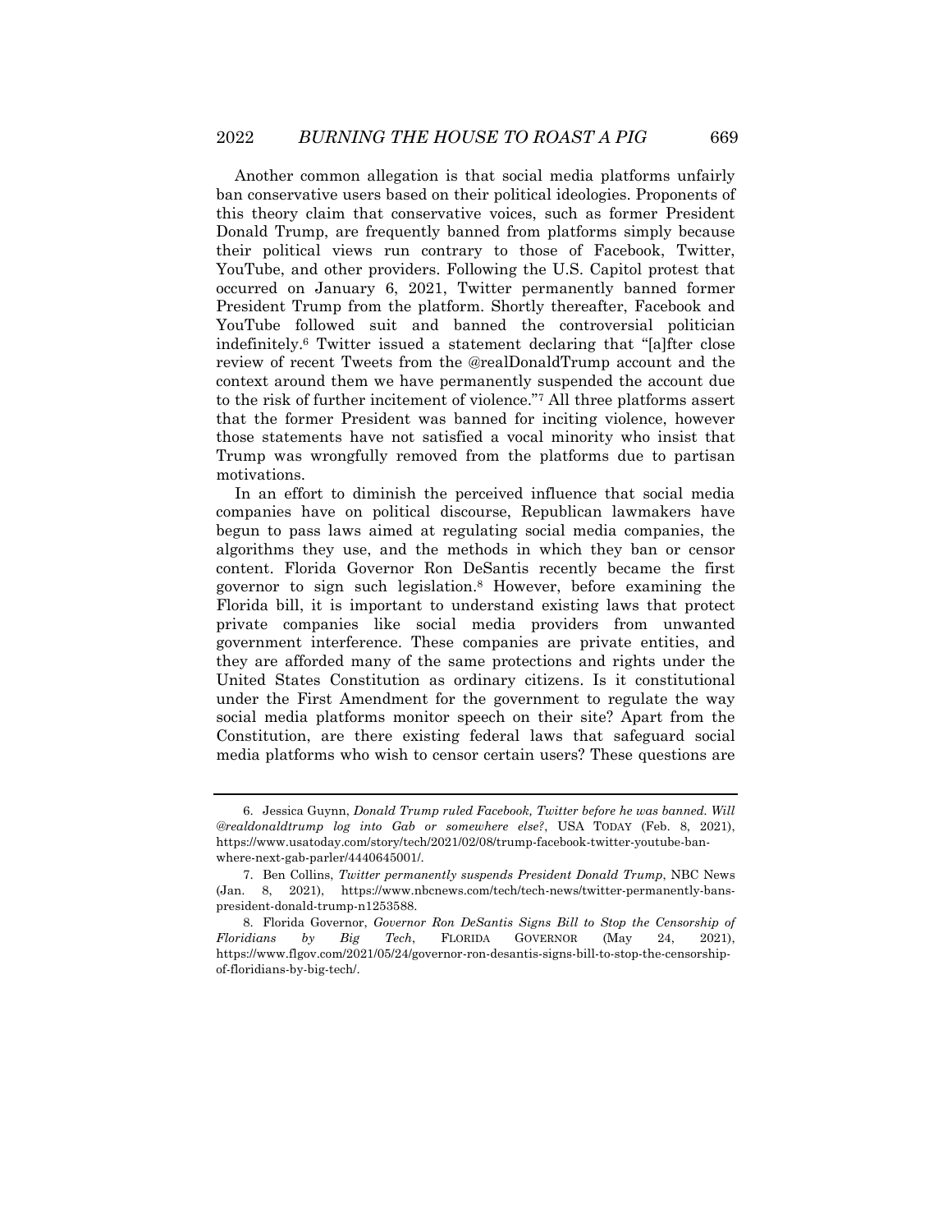Another common allegation is that social media platforms unfairly ban conservative users based on their political ideologies. Proponents of this theory claim that conservative voices, such as former President Donald Trump, are frequently banned from platforms simply because their political views run contrary to those of Facebook, Twitter, YouTube, and other providers. Following the U.S. Capitol protest that occurred on January 6, 2021, Twitter permanently banned former President Trump from the platform. Shortly thereafter, Facebook and YouTube followed suit and banned the controversial politician indefinitely.[6] Twitter issued a statement declaring that "[a]fter close review of recent Tweets from the @realDonaldTrump account and the context around them we have permanently suspended the account due to the risk of further incitement of violence."[7] All three platforms assert that the former President was banned for inciting violence, however those statements have not satisfied a vocal minority who insist that Trump was wrongfully removed from the platforms due to partisan motivations.

In an effort to diminish the perceived influence that social media companies have on political discourse, Republican lawmakers have begun to pass laws aimed at regulating social media companies, the algorithms they use, and the methods in which they ban or censor content. Florida Governor Ron DeSantis recently became the first governor to sign such legislation.[8] However, before examining the Florida bill, it is important to understand existing laws that protect private companies like social media providers from unwanted government interference. These companies are private entities, and they are afforded many of the same protections and rights under the United States Constitution as ordinary citizens. Is it constitutional under the First Amendment for the government to regulate the way social media platforms monitor speech on their site? Apart from the Constitution, are there existing federal laws that safeguard social media platforms who wish to censor certain users? These questions are

---

6. Jessica Guynn, *Donald Trump ruled Facebook, Twitter before he was banned. Will @realdonaldtrump log into Gab or somewhere else?*, USA TODAY (Feb. 8, 2021), https://www.usatoday.com/story/tech/2021/02/08/trump-facebook-twitter-youtube-ban-where-next-gab-parler/4440645001/.

7. Ben Collins, *Twitter permanently suspends President Donald Trump*, NBC News (Jan. 8, 2021), https://www.nbcnews.com/tech/tech-news/twitter-permanently-bans-president-donald-trump-n1253588.

8. Florida Governor, *Governor Ron DeSantis Signs Bill to Stop the Censorship of Floridians by Big Tech*, FLORIDA GOVERNOR (May 24, 2021), https://www.flgov.com/2021/05/24/governor-ron-desantis-signs-bill-to-stop-the-censorship-of-floridians-by-big-tech/.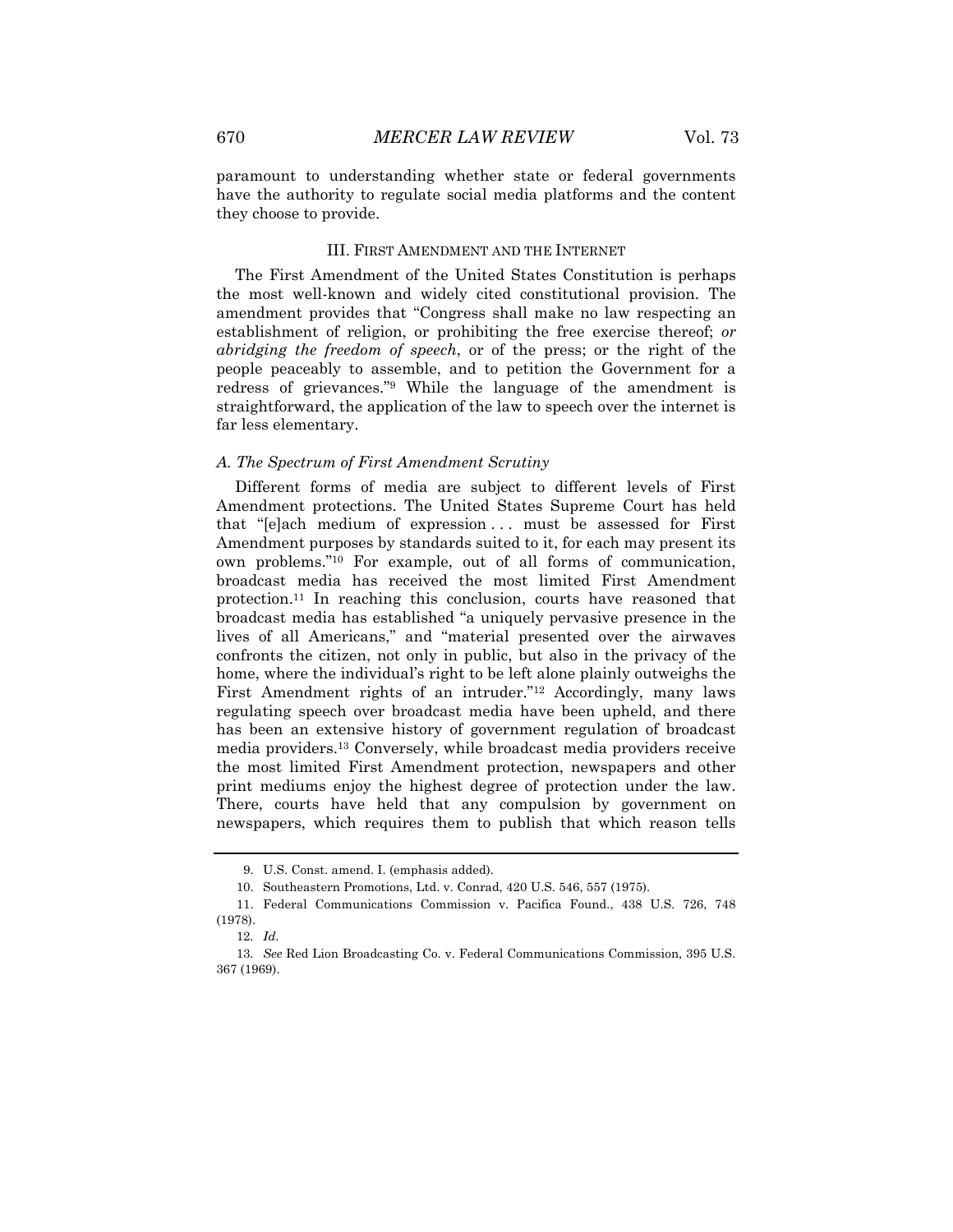paramount to understanding whether state or federal governments have the authority to regulate social media platforms and the content they choose to provide.

## III. FIRST AMENDMENT AND THE INTERNET

The First Amendment of the United States Constitution is perhaps the most well-known and widely cited constitutional provision. The amendment provides that "Congress shall make no law respecting an establishment of religion, or prohibiting the free exercise thereof; *or abridging the freedom of speech*, or of the press; or the right of the people peaceably to assemble, and to petition the Government for a redress of grievances."[9] While the language of the amendment is straightforward, the application of the law to speech over the internet is far less elementary.

### *A. The Spectrum of First Amendment Scrutiny*

Different forms of media are subject to different levels of First Amendment protections. The United States Supreme Court has held that "[e]ach medium of expression . . . must be assessed for First Amendment purposes by standards suited to it, for each may present its own problems."[10] For example, out of all forms of communication, broadcast media has received the most limited First Amendment protection.[11] In reaching this conclusion, courts have reasoned that broadcast media has established "a uniquely pervasive presence in the lives of all Americans," and "material presented over the airwaves confronts the citizen, not only in public, but also in the privacy of the home, where the individual's right to be left alone plainly outweighs the First Amendment rights of an intruder."[12] Accordingly, many laws regulating speech over broadcast media have been upheld, and there has been an extensive history of government regulation of broadcast media providers.[13] Conversely, while broadcast media providers receive the most limited First Amendment protection, newspapers and other print mediums enjoy the highest degree of protection under the law. There, courts have held that any compulsion by government on newspapers, which requires them to publish that which reason tells

---

9. U.S. Const. amend. I. (emphasis added).

10. Southeastern Promotions, Ltd. v. Conrad, 420 U.S. 546, 557 (1975).

11. Federal Communications Commission v. Pacifica Found., 438 U.S. 726, 748 (1978).

12. *Id.*

13. *See* Red Lion Broadcasting Co. v. Federal Communications Commission, 395 U.S. 367 (1969).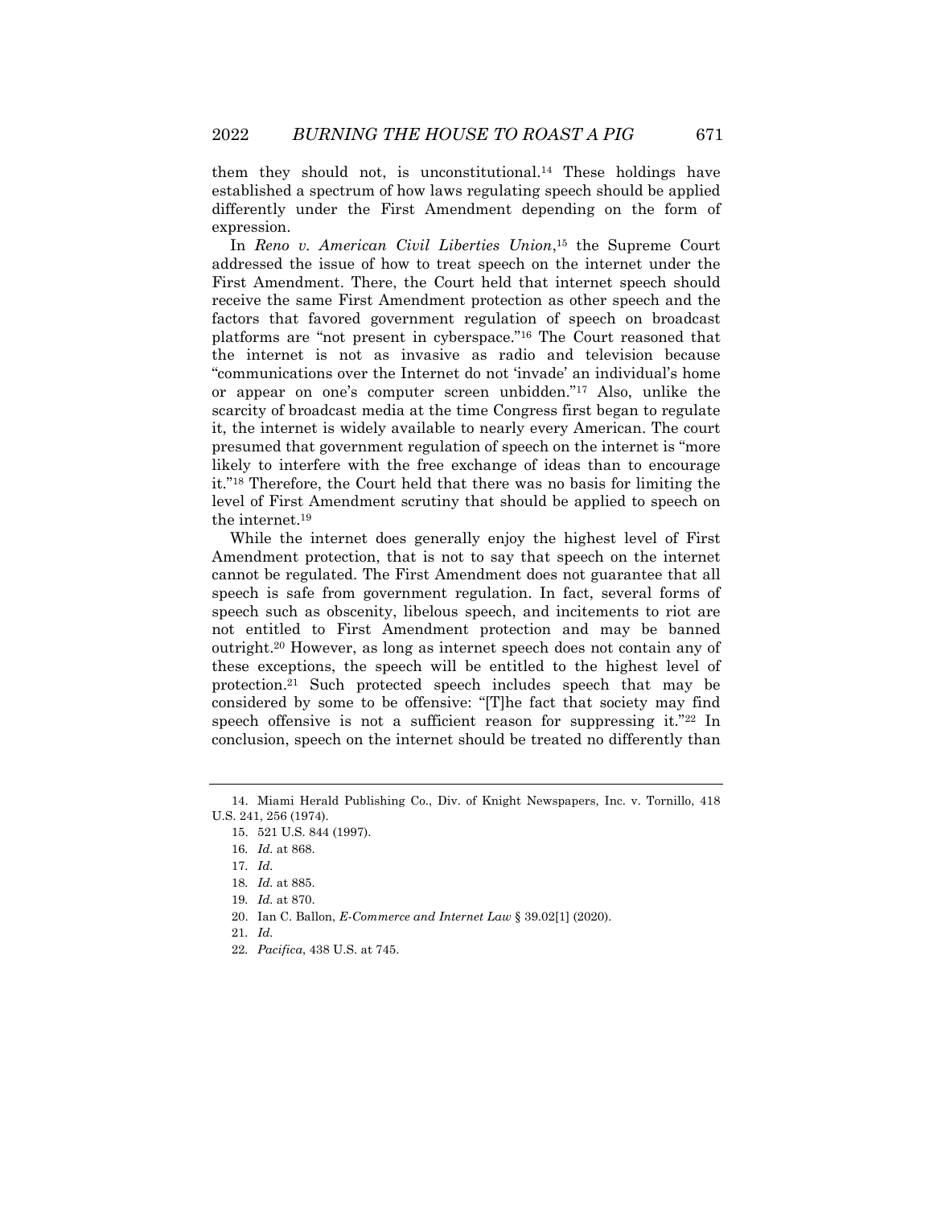them they should not, is unconstitutional.[14] These holdings have established a spectrum of how laws regulating speech should be applied differently under the First Amendment depending on the form of expression.

In *Reno v. American Civil Liberties Union*,[15] the Supreme Court addressed the issue of how to treat speech on the internet under the First Amendment. There, the Court held that internet speech should receive the same First Amendment protection as other speech and the factors that favored government regulation of speech on broadcast platforms are "not present in cyberspace."[16] The Court reasoned that the internet is not as invasive as radio and television because "communications over the Internet do not 'invade' an individual's home or appear on one's computer screen unbidden."[17] Also, unlike the scarcity of broadcast media at the time Congress first began to regulate it, the internet is widely available to nearly every American. The court presumed that government regulation of speech on the internet is "more likely to interfere with the free exchange of ideas than to encourage it."[18] Therefore, the Court held that there was no basis for limiting the level of First Amendment scrutiny that should be applied to speech on the internet.[19]

While the internet does generally enjoy the highest level of First Amendment protection, that is not to say that speech on the internet cannot be regulated. The First Amendment does not guarantee that all speech is safe from government regulation. In fact, several forms of speech such as obscenity, libelous speech, and incitements to riot are not entitled to First Amendment protection and may be banned outright.[20] However, as long as internet speech does not contain any of these exceptions, the speech will be entitled to the highest level of protection.[21] Such protected speech includes speech that may be considered by some to be offensive: "[T]he fact that society may find speech offensive is not a sufficient reason for suppressing it."[22] In conclusion, speech on the internet should be treated no differently than

---

14. Miami Herald Publishing Co., Div. of Knight Newspapers, Inc. v. Tornillo, 418 U.S. 241, 256 (1974).

15. 521 U.S. 844 (1997).

16. *Id.* at 868.

17. *Id.*

18. *Id.* at 885.

19. *Id.* at 870.

20. Ian C. Ballon, *E-Commerce and Internet Law* § 39.02[1] (2020).

21. *Id.*

22. *Pacifica*, 438 U.S. at 745.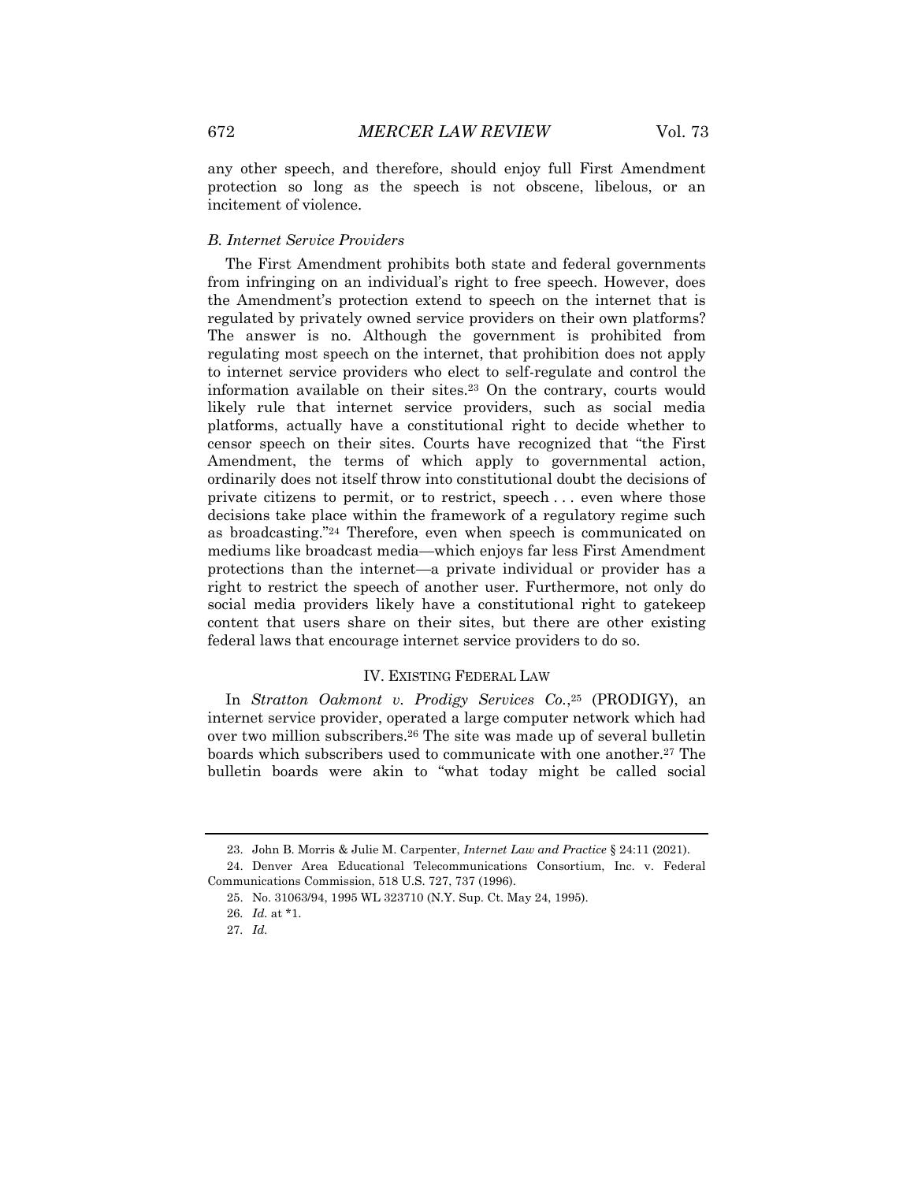any other speech, and therefore, should enjoy full First Amendment protection so long as the speech is not obscene, libelous, or an incitement of violence.

### *B. Internet Service Providers*

The First Amendment prohibits both state and federal governments from infringing on an individual's right to free speech. However, does the Amendment's protection extend to speech on the internet that is regulated by privately owned service providers on their own platforms? The answer is no. Although the government is prohibited from regulating most speech on the internet, that prohibition does not apply to internet service providers who elect to self-regulate and control the information available on their sites.[23] On the contrary, courts would likely rule that internet service providers, such as social media platforms, actually have a constitutional right to decide whether to censor speech on their sites. Courts have recognized that "the First Amendment, the terms of which apply to governmental action, ordinarily does not itself throw into constitutional doubt the decisions of private citizens to permit, or to restrict, speech . . . even where those decisions take place within the framework of a regulatory regime such as broadcasting."[24] Therefore, even when speech is communicated on mediums like broadcast media—which enjoys far less First Amendment protections than the internet—a private individual or provider has a right to restrict the speech of another user. Furthermore, not only do social media providers likely have a constitutional right to gatekeep content that users share on their sites, but there are other existing federal laws that encourage internet service providers to do so.

## IV. EXISTING FEDERAL LAW

In *Stratton Oakmont v. Prodigy Services Co.*,[25] (PRODIGY), an internet service provider, operated a large computer network which had over two million subscribers.[26] The site was made up of several bulletin boards which subscribers used to communicate with one another.[27] The bulletin boards were akin to "what today might be called social

---

23. John B. Morris & Julie M. Carpenter, *Internet Law and Practice* § 24:11 (2021).

24. Denver Area Educational Telecommunications Consortium, Inc. v. Federal Communications Commission, 518 U.S. 727, 737 (1996).

25. No. 31063/94, 1995 WL 323710 (N.Y. Sup. Ct. May 24, 1995).

26. *Id.* at *1.

27. *Id.*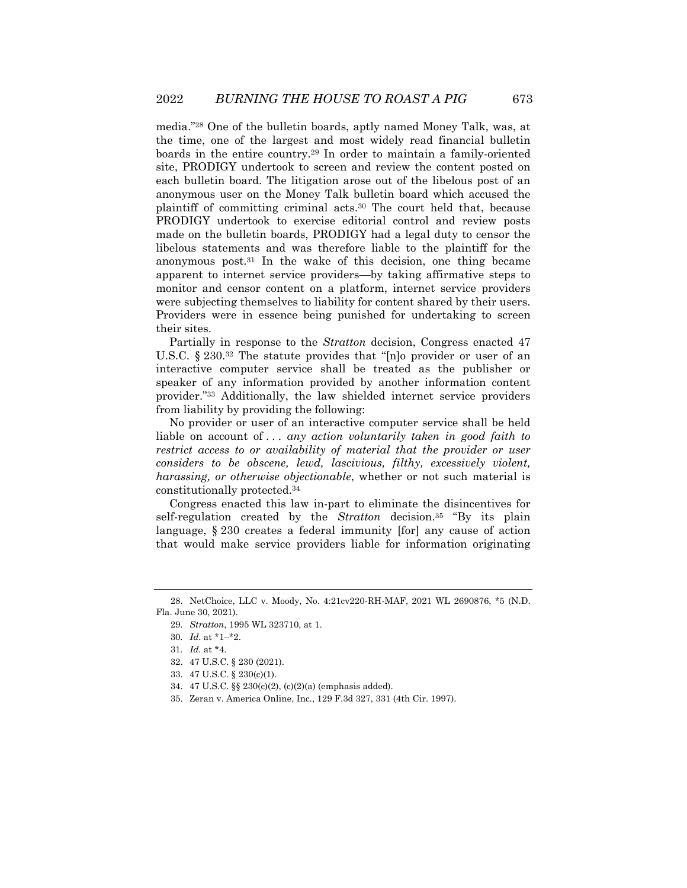media."[28] One of the bulletin boards, aptly named Money Talk, was, at the time, one of the largest and most widely read financial bulletin boards in the entire country.[29] In order to maintain a family-oriented site, PRODIGY undertook to screen and review the content posted on each bulletin board. The litigation arose out of the libelous post of an anonymous user on the Money Talk bulletin board which accused the plaintiff of committing criminal acts.[30] The court held that, because PRODIGY undertook to exercise editorial control and review posts made on the bulletin boards, PRODIGY had a legal duty to censor the libelous statements and was therefore liable to the plaintiff for the anonymous post.[31] In the wake of this decision, one thing became apparent to internet service providers—by taking affirmative steps to monitor and censor content on a platform, internet service providers were subjecting themselves to liability for content shared by their users. Providers were in essence being punished for undertaking to screen their sites.

Partially in response to the *Stratton* decision, Congress enacted 47 U.S.C. § 230.[32] The statute provides that "[n]o provider or user of an interactive computer service shall be treated as the publisher or speaker of any information provided by another information content provider."[33] Additionally, the law shielded internet service providers from liability by providing the following:

No provider or user of an interactive computer service shall be held liable on account of . . . *any action voluntarily taken in good faith to restrict access to or availability of material that the provider or user considers to be obscene, lewd, lascivious, filthy, excessively violent, harassing, or otherwise objectionable*, whether or not such material is constitutionally protected.[34]

Congress enacted this law in-part to eliminate the disincentives for self-regulation created by the *Stratton* decision.[35] "By its plain language, § 230 creates a federal immunity [for] any cause of action that would make service providers liable for information originating

---

28. NetChoice, LLC v. Moody, No. 4:21cv220-RH-MAF, 2021 WL 2690876, *5 (N.D. Fla. June 30, 2021).

29. *Stratton*, 1995 WL 323710, at 1.

30. *Id.* at *1–*2.

31. *Id.* at *4.

32. 47 U.S.C. § 230 (2021).

33. 47 U.S.C. § 230(c)(1).

34. 47 U.S.C. §§ 230(c)(2), (c)(2)(a) (emphasis added).

35. Zeran v. America Online, Inc., 129 F.3d 327, 331 (4th Cir. 1997).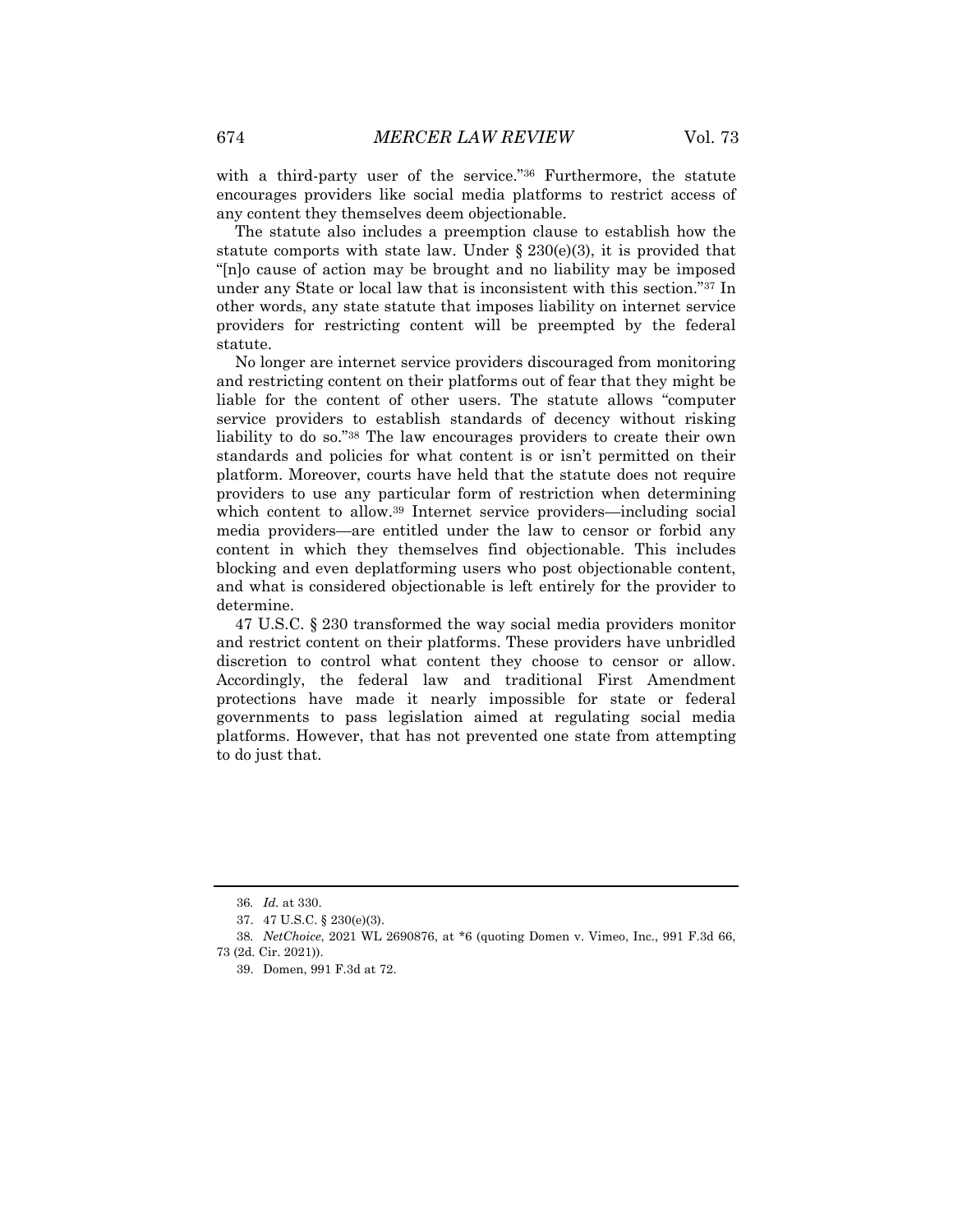with a third-party user of the service."[36] Furthermore, the statute encourages providers like social media platforms to restrict access of any content they themselves deem objectionable.

The statute also includes a preemption clause to establish how the statute comports with state law. Under § 230(e)(3), it is provided that "[n]o cause of action may be brought and no liability may be imposed under any State or local law that is inconsistent with this section."[37] In other words, any state statute that imposes liability on internet service providers for restricting content will be preempted by the federal statute.

No longer are internet service providers discouraged from monitoring and restricting content on their platforms out of fear that they might be liable for the content of other users. The statute allows "computer service providers to establish standards of decency without risking liability to do so."[38] The law encourages providers to create their own standards and policies for what content is or isn't permitted on their platform. Moreover, courts have held that the statute does not require providers to use any particular form of restriction when determining which content to allow.[39] Internet service providers—including social media providers—are entitled under the law to censor or forbid any content in which they themselves find objectionable. This includes blocking and even deplatforming users who post objectionable content, and what is considered objectionable is left entirely for the provider to determine.

47 U.S.C. § 230 transformed the way social media providers monitor and restrict content on their platforms. These providers have unbridled discretion to control what content they choose to censor or allow. Accordingly, the federal law and traditional First Amendment protections have made it nearly impossible for state or federal governments to pass legislation aimed at regulating social media platforms. However, that has not prevented one state from attempting to do just that.

---

36. *Id.* at 330.

37. 47 U.S.C. § 230(e)(3).

38. *NetChoice*, 2021 WL 2690876, at *6 (quoting Domen v. Vimeo, Inc., 991 F.3d 66, 73 (2d. Cir. 2021)).

39. Domen, 991 F.3d at 72.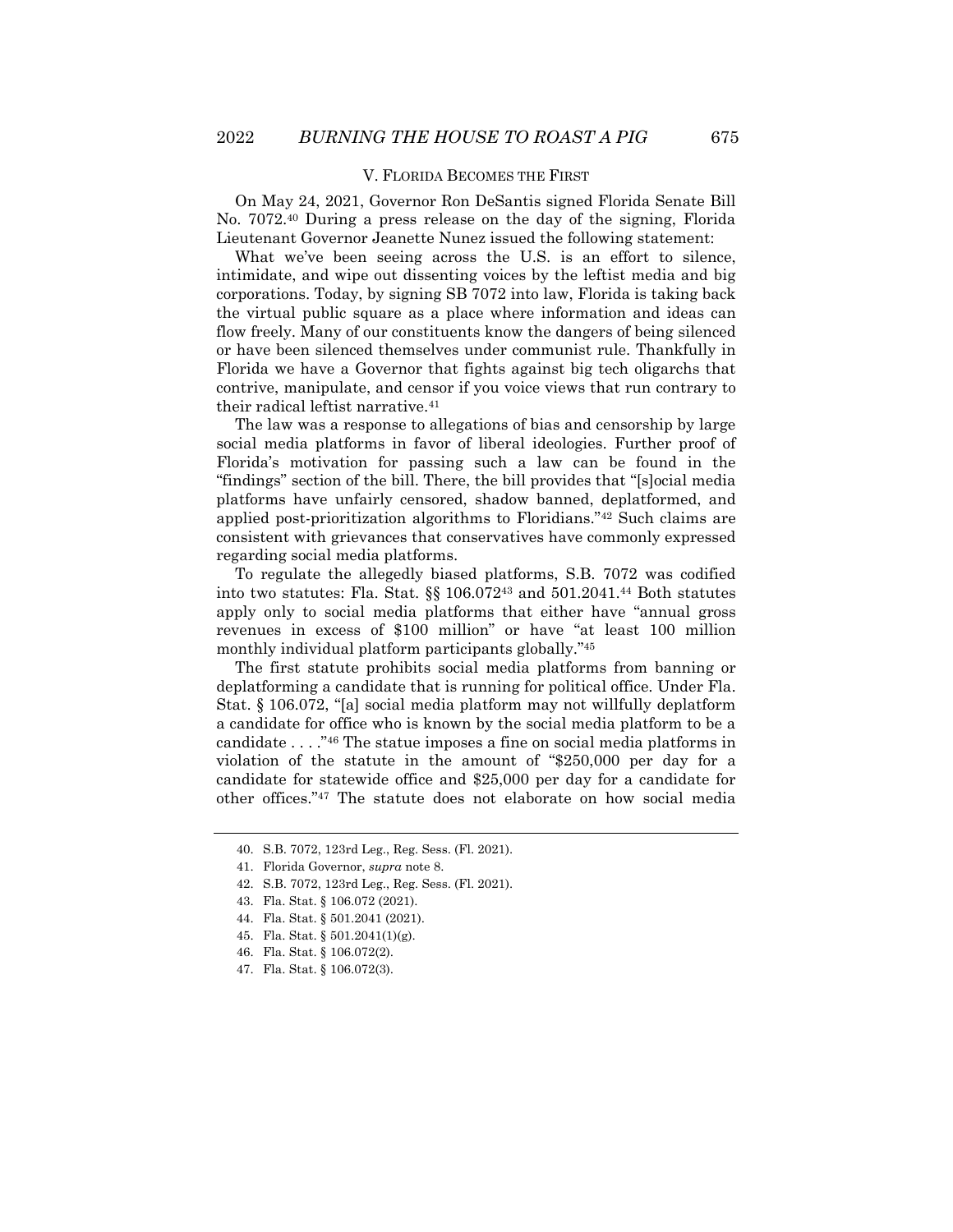## V. FLORIDA BECOMES THE FIRST

On May 24, 2021, Governor Ron DeSantis signed Florida Senate Bill No. 7072.[40] During a press release on the day of the signing, Florida Lieutenant Governor Jeanette Nunez issued the following statement:

> What we've been seeing across the U.S. is an effort to silence, intimidate, and wipe out dissenting voices by the leftist media and big corporations. Today, by signing SB 7072 into law, Florida is taking back the virtual public square as a place where information and ideas can flow freely. Many of our constituents know the dangers of being silenced or have been silenced themselves under communist rule. Thankfully in Florida we have a Governor that fights against big tech oligarchs that contrive, manipulate, and censor if you voice views that run contrary to their radical leftist narrative.[41]

The law was a response to allegations of bias and censorship by large social media platforms in favor of liberal ideologies. Further proof of Florida's motivation for passing such a law can be found in the "findings" section of the bill. There, the bill provides that "[s]ocial media platforms have unfairly censored, shadow banned, deplatformed, and applied post-prioritization algorithms to Floridians."[42] Such claims are consistent with grievances that conservatives have commonly expressed regarding social media platforms.

To regulate the allegedly biased platforms, S.B. 7072 was codified into two statutes: Fla. Stat. §§ 106.072[43] and 501.2041.[44] Both statutes apply only to social media platforms that either have "annual gross revenues in excess of $100 million" or have "at least 100 million monthly individual platform participants globally."[45]

The first statute prohibits social media platforms from banning or deplatforming a candidate that is running for political office. Under Fla. Stat. § 106.072, "[a] social media platform may not willfully deplatform a candidate for office who is known by the social media platform to be a candidate . . . ."[46] The statue imposes a fine on social media platforms in violation of the statute in the amount of "$250,000 per day for a candidate for statewide office and $25,000 per day for a candidate for other offices."[47] The statute does not elaborate on how social media

---

40. S.B. 7072, 123rd Leg., Reg. Sess. (Fl. 2021).

41. Florida Governor, *supra* note 8.

42. S.B. 7072, 123rd Leg., Reg. Sess. (Fl. 2021).

43. Fla. Stat. § 106.072 (2021).

44. Fla. Stat. § 501.2041 (2021).

45. Fla. Stat. § 501.2041(1)(g).

46. Fla. Stat. § 106.072(2).

47. Fla. Stat. § 106.072(3).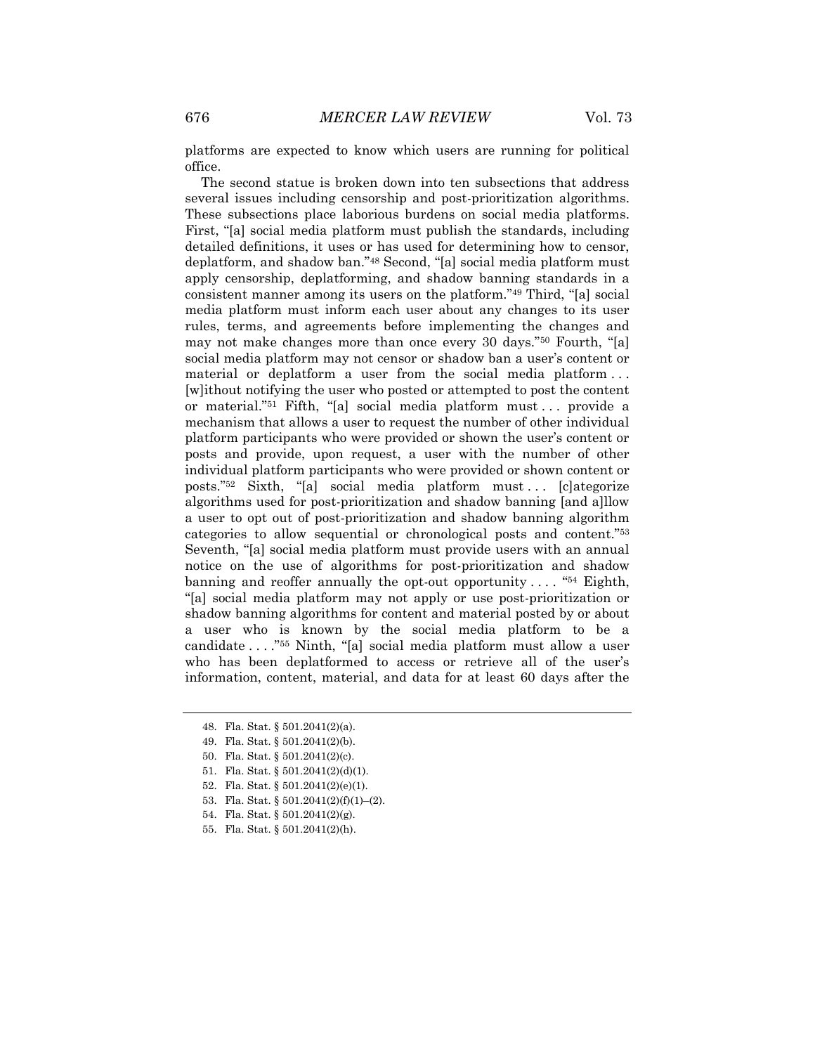platforms are expected to know which users are running for political office.

The second statue is broken down into ten subsections that address several issues including censorship and post-prioritization algorithms. These subsections place laborious burdens on social media platforms. First, "[a] social media platform must publish the standards, including detailed definitions, it uses or has used for determining how to censor, deplatform, and shadow ban."[48] Second, "[a] social media platform must apply censorship, deplatforming, and shadow banning standards in a consistent manner among its users on the platform."[49] Third, "[a] social media platform must inform each user about any changes to its user rules, terms, and agreements before implementing the changes and may not make changes more than once every 30 days."[50] Fourth, "[a] social media platform may not censor or shadow ban a user's content or material or deplatform a user from the social media platform . . . [w]ithout notifying the user who posted or attempted to post the content or material."[51] Fifth, "[a] social media platform must . . . provide a mechanism that allows a user to request the number of other individual platform participants who were provided or shown the user's content or posts and provide, upon request, a user with the number of other individual platform participants who were provided or shown content or posts."[52] Sixth, "[a] social media platform must . . . [c]ategorize algorithms used for post-prioritization and shadow banning [and a]llow a user to opt out of post-prioritization and shadow banning algorithm categories to allow sequential or chronological posts and content."[53] Seventh, "[a] social media platform must provide users with an annual notice on the use of algorithms for post-prioritization and shadow banning and reoffer annually the opt-out opportunity . . . . "[54] Eighth, "[a] social media platform may not apply or use post-prioritization or shadow banning algorithms for content and material posted by or about a user who is known by the social media platform to be a candidate . . . ."[55] Ninth, "[a] social media platform must allow a user who has been deplatformed to access or retrieve all of the user's information, content, material, and data for at least 60 days after the

---

48. Fla. Stat. § 501.2041(2)(a).

49. Fla. Stat. § 501.2041(2)(b).

50. Fla. Stat. § 501.2041(2)(c).

51. Fla. Stat. § 501.2041(2)(d)(1).

52. Fla. Stat. § 501.2041(2)(e)(1).

53. Fla. Stat. § 501.2041(2)(f)(1)–(2).

54. Fla. Stat. § 501.2041(2)(g).

55. Fla. Stat. § 501.2041(2)(h).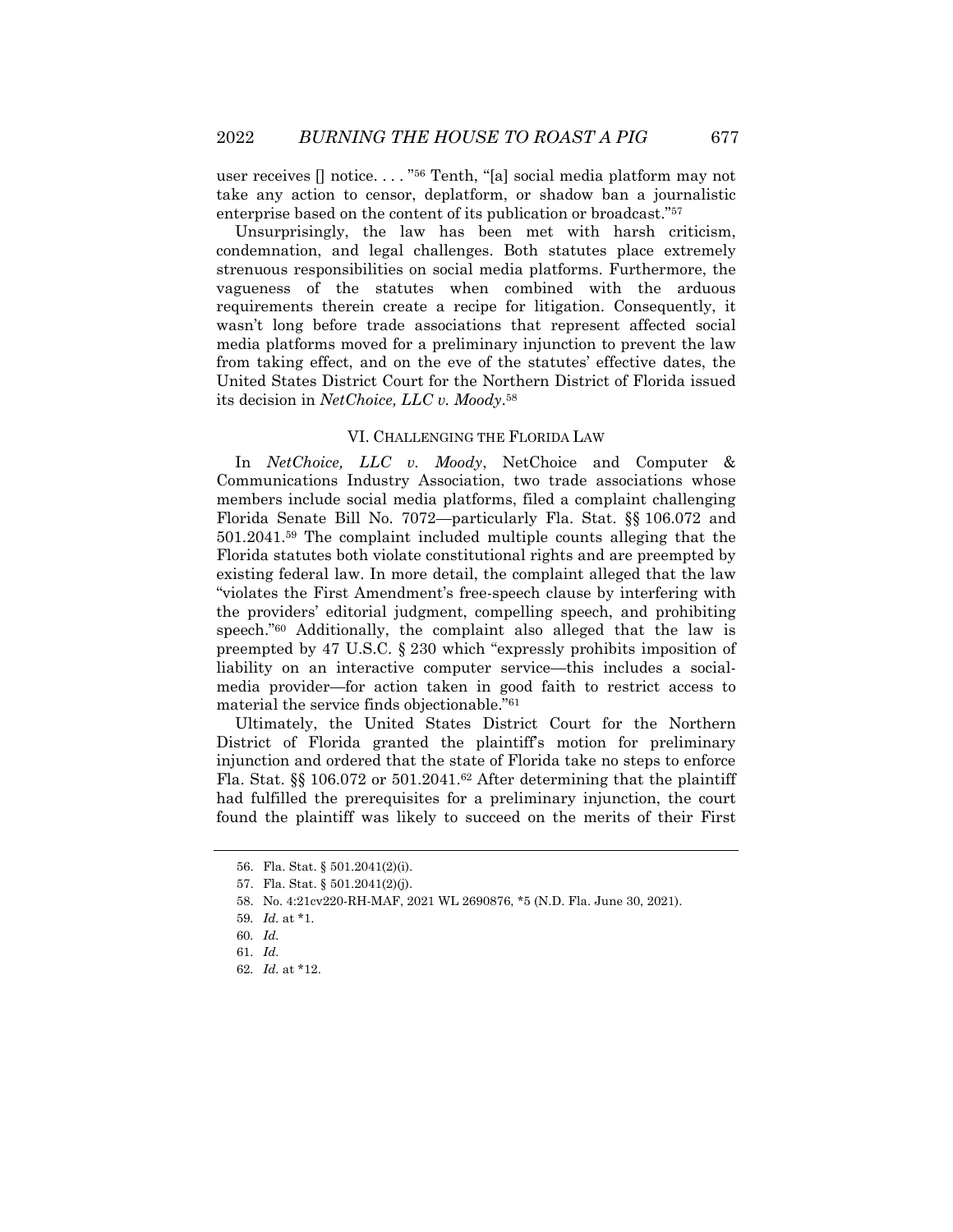user receives [] notice. . . . "[56] Tenth, "[a] social media platform may not take any action to censor, deplatform, or shadow ban a journalistic enterprise based on the content of its publication or broadcast."[57]

Unsurprisingly, the law has been met with harsh criticism, condemnation, and legal challenges. Both statutes place extremely strenuous responsibilities on social media platforms. Furthermore, the vagueness of the statutes when combined with the arduous requirements therein create a recipe for litigation. Consequently, it wasn't long before trade associations that represent affected social media platforms moved for a preliminary injunction to prevent the law from taking effect, and on the eve of the statutes' effective dates, the United States District Court for the Northern District of Florida issued its decision in *NetChoice, LLC v. Moody*.[58]

## VI. CHALLENGING THE FLORIDA LAW

In *NetChoice, LLC v. Moody*, NetChoice and Computer & Communications Industry Association, two trade associations whose members include social media platforms, filed a complaint challenging Florida Senate Bill No. 7072—particularly Fla. Stat. §§ 106.072 and 501.2041.[59] The complaint included multiple counts alleging that the Florida statutes both violate constitutional rights and are preempted by existing federal law. In more detail, the complaint alleged that the law "violates the First Amendment's free-speech clause by interfering with the providers' editorial judgment, compelling speech, and prohibiting speech."[60] Additionally, the complaint also alleged that the law is preempted by 47 U.S.C. § 230 which "expressly prohibits imposition of liability on an interactive computer service—this includes a social-media provider—for action taken in good faith to restrict access to material the service finds objectionable."[61]

Ultimately, the United States District Court for the Northern District of Florida granted the plaintiff's motion for preliminary injunction and ordered that the state of Florida take no steps to enforce Fla. Stat. §§ 106.072 or 501.2041.[62] After determining that the plaintiff had fulfilled the prerequisites for a preliminary injunction, the court found the plaintiff was likely to succeed on the merits of their First

---

56. Fla. Stat. § 501.2041(2)(i).

57. Fla. Stat. § 501.2041(2)(j).

58. No. 4:21cv220-RH-MAF, 2021 WL 2690876, *5 (N.D. Fla. June 30, 2021).

59. *Id.* at *1.

60. *Id.*

61. *Id.*

62. *Id.* at *12.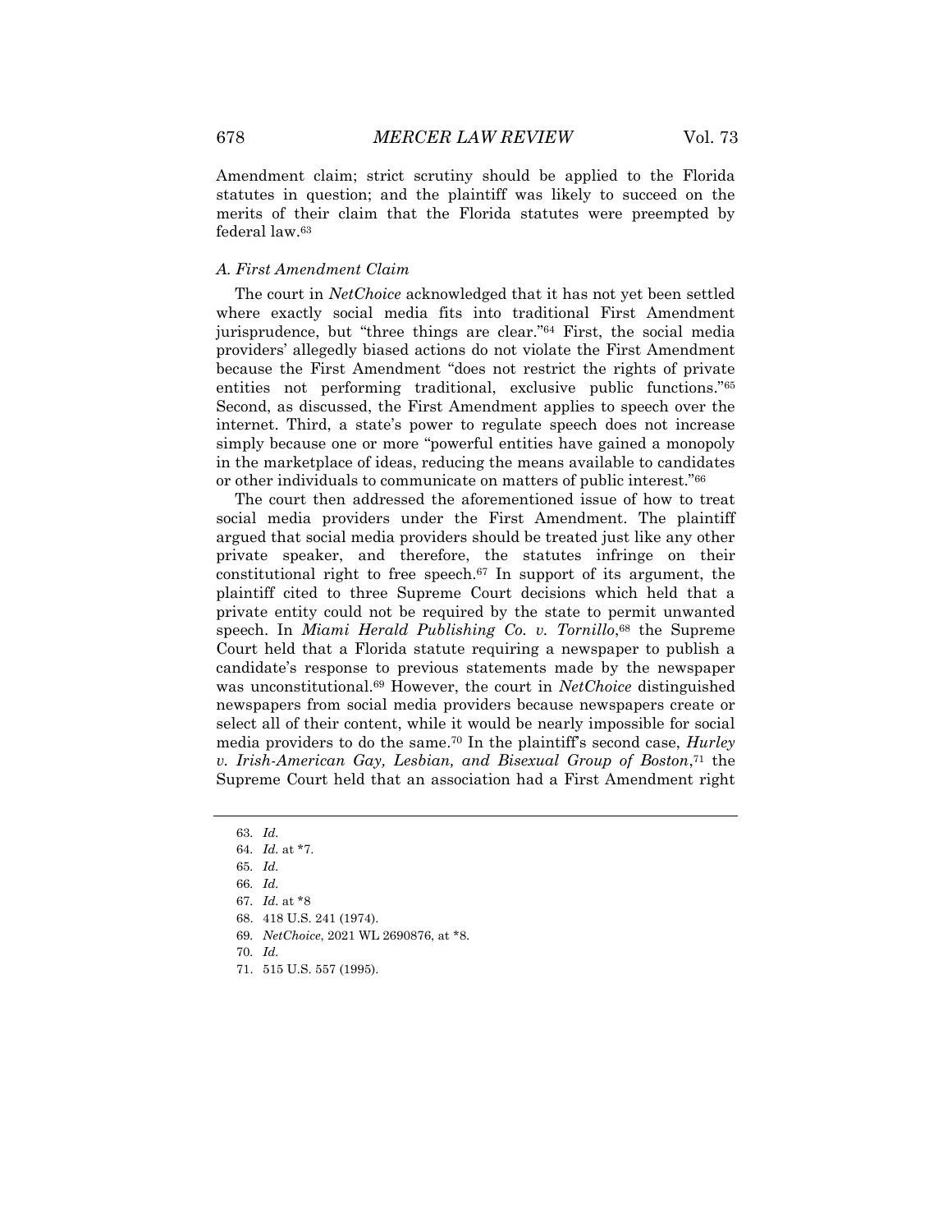Amendment claim; strict scrutiny should be applied to the Florida statutes in question; and the plaintiff was likely to succeed on the merits of their claim that the Florida statutes were preempted by federal law.[63]

### *A. First Amendment Claim*

The court in *NetChoice* acknowledged that it has not yet been settled where exactly social media fits into traditional First Amendment jurisprudence, but "three things are clear."[64] First, the social media providers' allegedly biased actions do not violate the First Amendment because the First Amendment "does not restrict the rights of private entities not performing traditional, exclusive public functions."[65] Second, as discussed, the First Amendment applies to speech over the internet. Third, a state's power to regulate speech does not increase simply because one or more "powerful entities have gained a monopoly in the marketplace of ideas, reducing the means available to candidates or other individuals to communicate on matters of public interest."[66]

The court then addressed the aforementioned issue of how to treat social media providers under the First Amendment. The plaintiff argued that social media providers should be treated just like any other private speaker, and therefore, the statutes infringe on their constitutional right to free speech.[67] In support of its argument, the plaintiff cited to three Supreme Court decisions which held that a private entity could not be required by the state to permit unwanted speech. In *Miami Herald Publishing Co. v. Tornillo*,[68] the Supreme Court held that a Florida statute requiring a newspaper to publish a candidate's response to previous statements made by the newspaper was unconstitutional.[69] However, the court in *NetChoice* distinguished newspapers from social media providers because newspapers create or select all of their content, while it would be nearly impossible for social media providers to do the same.[70] In the plaintiff's second case, *Hurley v. Irish-American Gay, Lesbian, and Bisexual Group of Boston*,[71] the Supreme Court held that an association had a First Amendment right

---

63. *Id.*
64. *Id.* at *7.
65. *Id.*
66. *Id.*
67. *Id.* at *8
68. 418 U.S. 241 (1974).
69. *NetChoice*, 2021 WL 2690876, at *8.
70. *Id.*
71. 515 U.S. 557 (1995).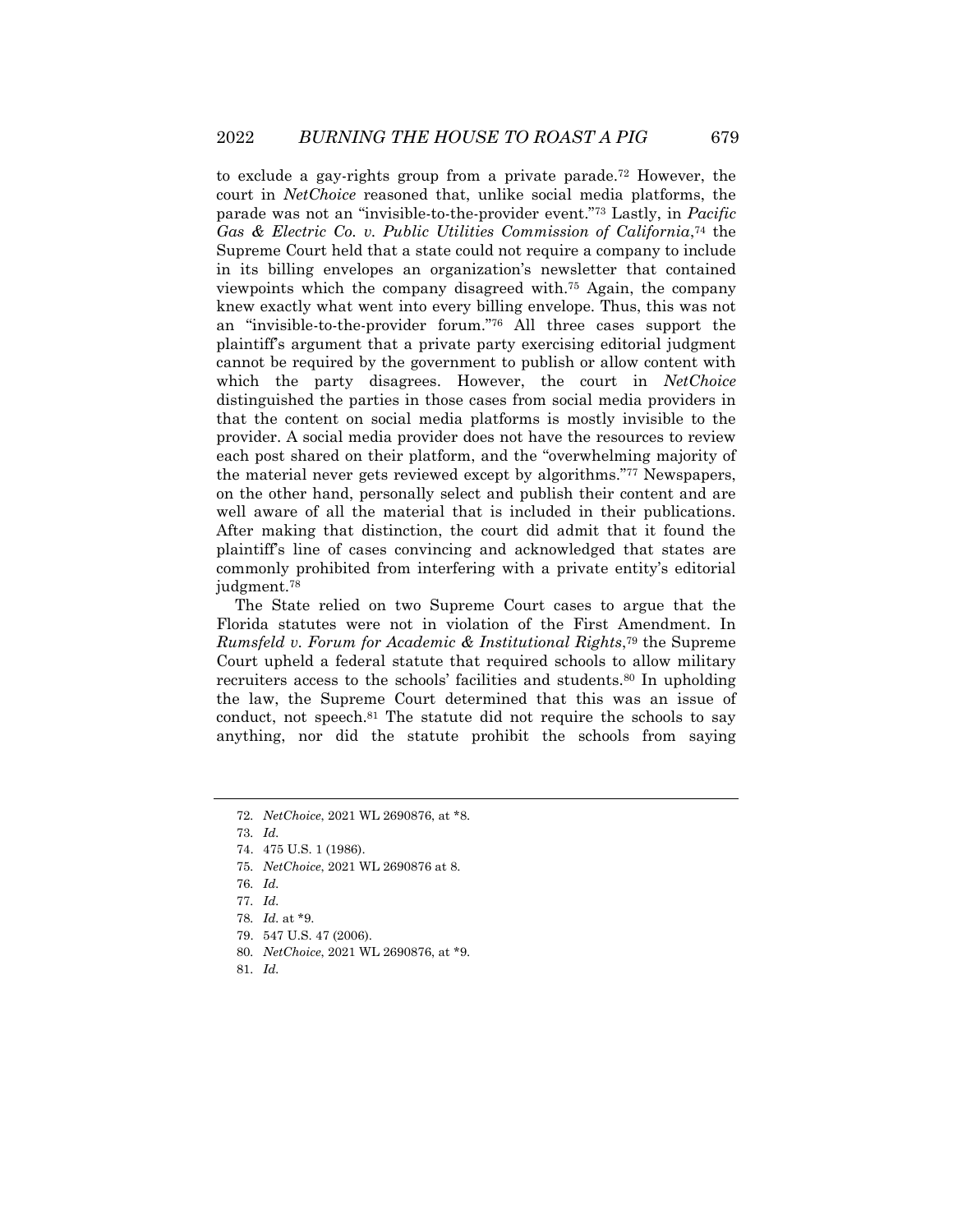to exclude a gay-rights group from a private parade.[72] However, the court in *NetChoice* reasoned that, unlike social media platforms, the parade was not an "invisible-to-the-provider event."[73] Lastly, in *Pacific Gas & Electric Co. v. Public Utilities Commission of California*,[74] the Supreme Court held that a state could not require a company to include in its billing envelopes an organization's newsletter that contained viewpoints which the company disagreed with.[75] Again, the company knew exactly what went into every billing envelope. Thus, this was not an "invisible-to-the-provider forum."[76] All three cases support the plaintiff's argument that a private party exercising editorial judgment cannot be required by the government to publish or allow content with which the party disagrees. However, the court in *NetChoice* distinguished the parties in those cases from social media providers in that the content on social media platforms is mostly invisible to the provider. A social media provider does not have the resources to review each post shared on their platform, and the "overwhelming majority of the material never gets reviewed except by algorithms."[77] Newspapers, on the other hand, personally select and publish their content and are well aware of all the material that is included in their publications. After making that distinction, the court did admit that it found the plaintiff's line of cases convincing and acknowledged that states are commonly prohibited from interfering with a private entity's editorial judgment.[78]

The State relied on two Supreme Court cases to argue that the Florida statutes were not in violation of the First Amendment. In *Rumsfeld v. Forum for Academic & Institutional Rights*,[79] the Supreme Court upheld a federal statute that required schools to allow military recruiters access to the schools' facilities and students.[80] In upholding the law, the Supreme Court determined that this was an issue of conduct, not speech.[81] The statute did not require the schools to say anything, nor did the statute prohibit the schools from saying

---

72. *NetChoice*, 2021 WL 2690876, at *8.
73. *Id.*
74. 475 U.S. 1 (1986).
75. *NetChoice*, 2021 WL 2690876 at 8.
76. *Id.*
77. *Id.*
78. *Id.* at *9.
79. 547 U.S. 47 (2006).
80. *NetChoice*, 2021 WL 2690876, at *9.
81. *Id.*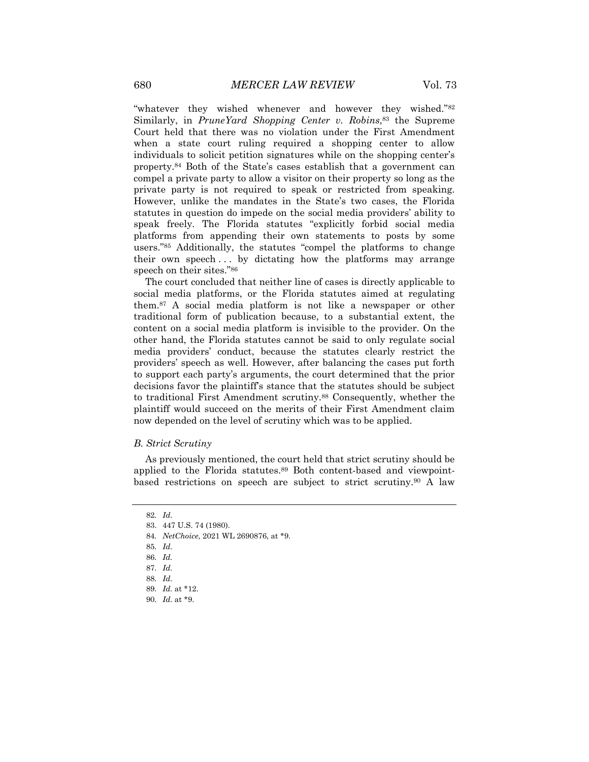"whatever they wished whenever and however they wished."[82] Similarly, in *PruneYard Shopping Center v. Robins*,[83] the Supreme Court held that there was no violation under the First Amendment when a state court ruling required a shopping center to allow individuals to solicit petition signatures while on the shopping center's property.[84] Both of the State's cases establish that a government can compel a private party to allow a visitor on their property so long as the private party is not required to speak or restricted from speaking. However, unlike the mandates in the State's two cases, the Florida statutes in question do impede on the social media providers' ability to speak freely. The Florida statutes "explicitly forbid social media platforms from appending their own statements to posts by some users."[85] Additionally, the statutes "compel the platforms to change their own speech . . . by dictating how the platforms may arrange speech on their sites."[86]

The court concluded that neither line of cases is directly applicable to social media platforms, or the Florida statutes aimed at regulating them.[87] A social media platform is not like a newspaper or other traditional form of publication because, to a substantial extent, the content on a social media platform is invisible to the provider. On the other hand, the Florida statutes cannot be said to only regulate social media providers' conduct, because the statutes clearly restrict the providers' speech as well. However, after balancing the cases put forth to support each party's arguments, the court determined that the prior decisions favor the plaintiff's stance that the statutes should be subject to traditional First Amendment scrutiny.[88] Consequently, whether the plaintiff would succeed on the merits of their First Amendment claim now depended on the level of scrutiny which was to be applied.

### *B. Strict Scrutiny*

As previously mentioned, the court held that strict scrutiny should be applied to the Florida statutes.[89] Both content-based and viewpoint-based restrictions on speech are subject to strict scrutiny.[90] A law

---

82. *Id.*

83. 447 U.S. 74 (1980).

84. *NetChoice*, 2021 WL 2690876, at *9.

85. *Id.*

86. *Id.*

87. *Id.*

88. *Id.*

89. *Id.* at *12.

90. *Id.* at *9.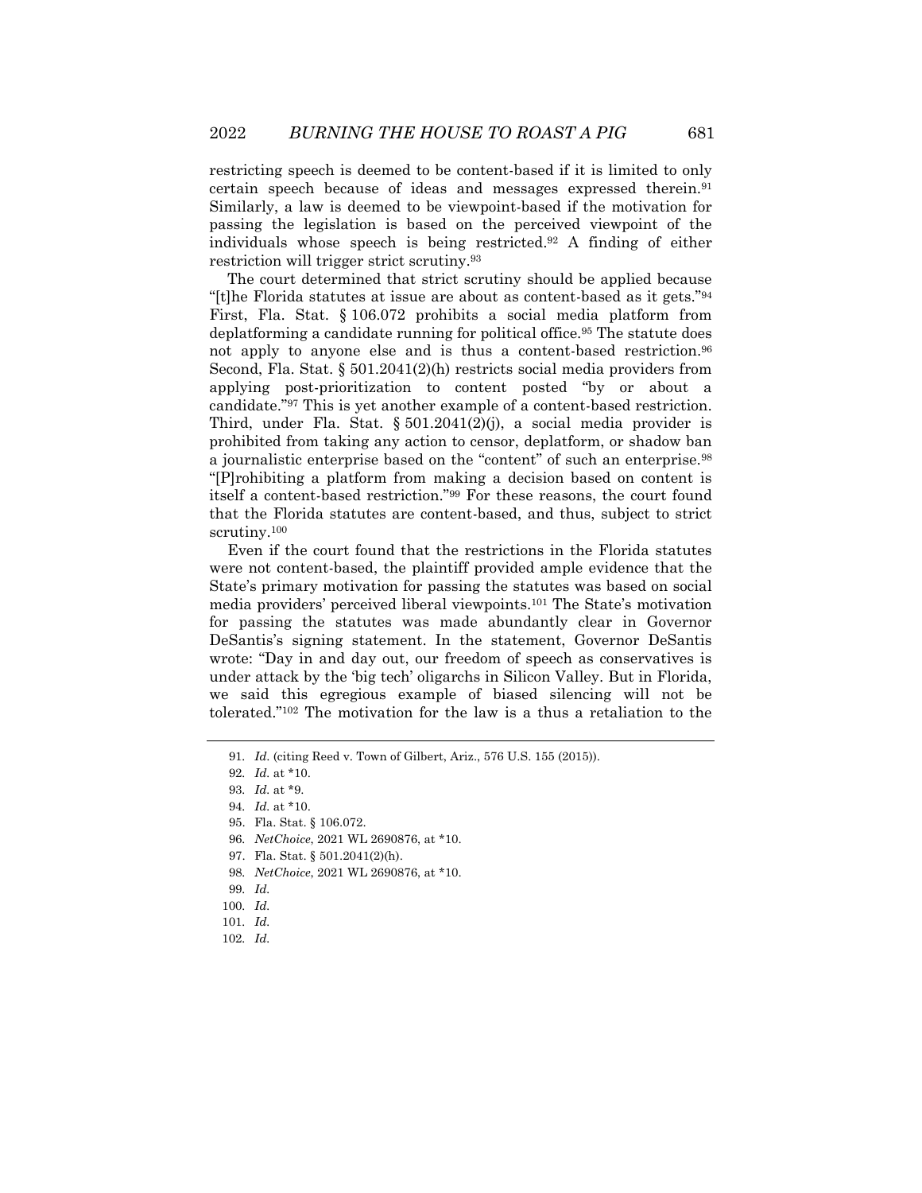restricting speech is deemed to be content-based if it is limited to only certain speech because of ideas and messages expressed therein.[91] Similarly, a law is deemed to be viewpoint-based if the motivation for passing the legislation is based on the perceived viewpoint of the individuals whose speech is being restricted.[92] A finding of either restriction will trigger strict scrutiny.[93]

The court determined that strict scrutiny should be applied because "[t]he Florida statutes at issue are about as content-based as it gets."[94] First, Fla. Stat. § 106.072 prohibits a social media platform from deplatforming a candidate running for political office.[95] The statute does not apply to anyone else and is thus a content-based restriction.[96] Second, Fla. Stat. § 501.2041(2)(h) restricts social media providers from applying post-prioritization to content posted "by or about a candidate."[97] This is yet another example of a content-based restriction. Third, under Fla. Stat. § 501.2041(2)(j), a social media provider is prohibited from taking any action to censor, deplatform, or shadow ban a journalistic enterprise based on the "content" of such an enterprise.[98] "[P]rohibiting a platform from making a decision based on content is itself a content-based restriction."[99] For these reasons, the court found that the Florida statutes are content-based, and thus, subject to strict scrutiny.[100]

Even if the court found that the restrictions in the Florida statutes were not content-based, the plaintiff provided ample evidence that the State's primary motivation for passing the statutes was based on social media providers' perceived liberal viewpoints.[101] The State's motivation for passing the statutes was made abundantly clear in Governor DeSantis's signing statement. In the statement, Governor DeSantis wrote: "Day in and day out, our freedom of speech as conservatives is under attack by the 'big tech' oligarchs in Silicon Valley. But in Florida, we said this egregious example of biased silencing will not be tolerated."[102] The motivation for the law is a thus a retaliation to the

---

91. *Id.* (citing Reed v. Town of Gilbert, Ariz., 576 U.S. 155 (2015)).

92. *Id.* at *10.

93. *Id.* at *9.

94. *Id.* at *10.

95. Fla. Stat. § 106.072.

96. *NetChoice*, 2021 WL 2690876, at *10.

97. Fla. Stat. § 501.2041(2)(h).

98. *NetChoice*, 2021 WL 2690876, at *10.

99. *Id.*

100. *Id.*

101. *Id.*

102. *Id.*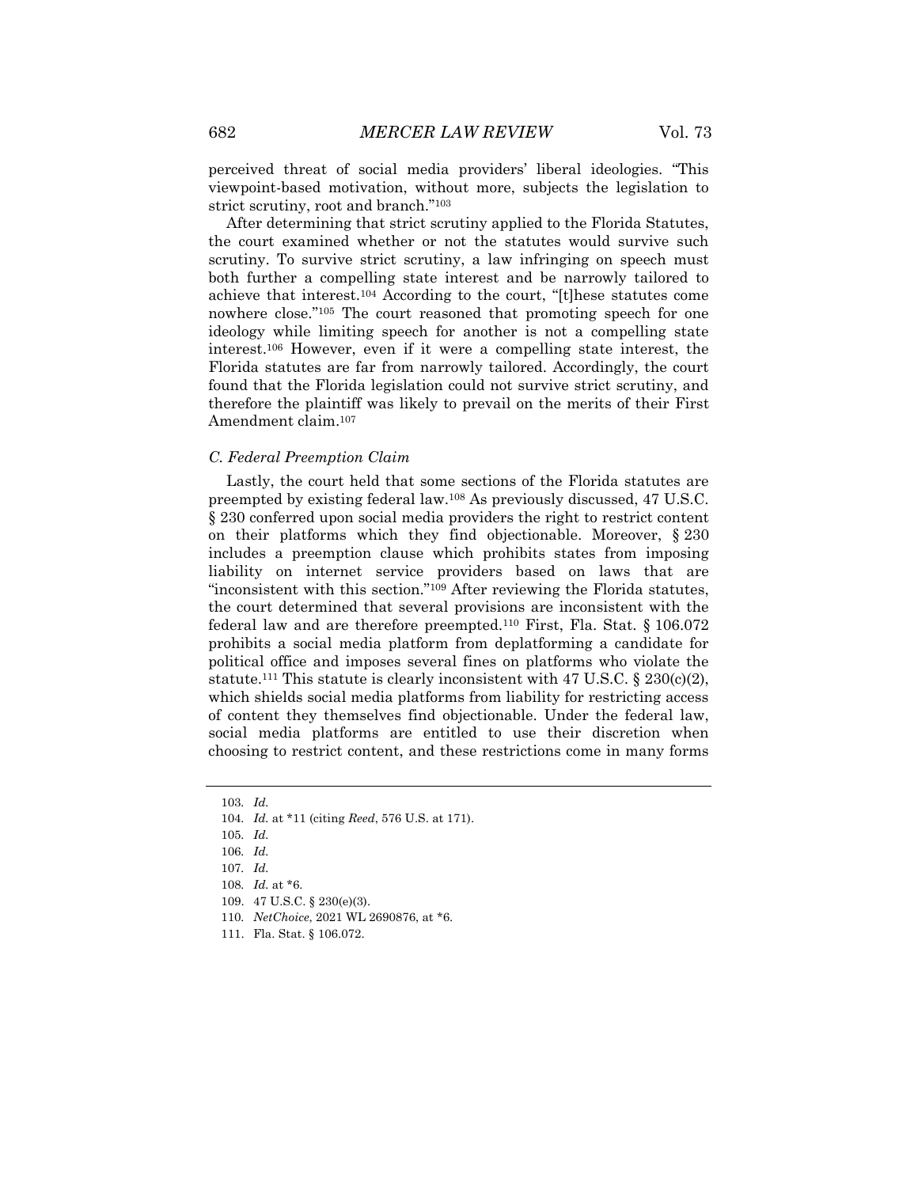perceived threat of social media providers' liberal ideologies. "This viewpoint-based motivation, without more, subjects the legislation to strict scrutiny, root and branch."[103]

After determining that strict scrutiny applied to the Florida Statutes, the court examined whether or not the statutes would survive such scrutiny. To survive strict scrutiny, a law infringing on speech must both further a compelling state interest and be narrowly tailored to achieve that interest.[104] According to the court, "[t]hese statutes come nowhere close."[105] The court reasoned that promoting speech for one ideology while limiting speech for another is not a compelling state interest.[106] However, even if it were a compelling state interest, the Florida statutes are far from narrowly tailored. Accordingly, the court found that the Florida legislation could not survive strict scrutiny, and therefore the plaintiff was likely to prevail on the merits of their First Amendment claim.[107]

### *C. Federal Preemption Claim*

Lastly, the court held that some sections of the Florida statutes are preempted by existing federal law.[108] As previously discussed, 47 U.S.C. § 230 conferred upon social media providers the right to restrict content on their platforms which they find objectionable. Moreover, § 230 includes a preemption clause which prohibits states from imposing liability on internet service providers based on laws that are "inconsistent with this section."[109] After reviewing the Florida statutes, the court determined that several provisions are inconsistent with the federal law and are therefore preempted.[110] First, Fla. Stat. § 106.072 prohibits a social media platform from deplatforming a candidate for political office and imposes several fines on platforms who violate the statute.[111] This statute is clearly inconsistent with 47 U.S.C. § 230(c)(2), which shields social media platforms from liability for restricting access of content they themselves find objectionable. Under the federal law, social media platforms are entitled to use their discretion when choosing to restrict content, and these restrictions come in many forms

---

103. *Id.*

104. *Id.* at *11 (citing *Reed*, 576 U.S. at 171).

105. *Id.*

106. *Id.*

107. *Id.*

108. *Id.* at *6.

109. 47 U.S.C. § 230(e)(3).

110. *NetChoice*, 2021 WL 2690876, at *6.

111. Fla. Stat. § 106.072.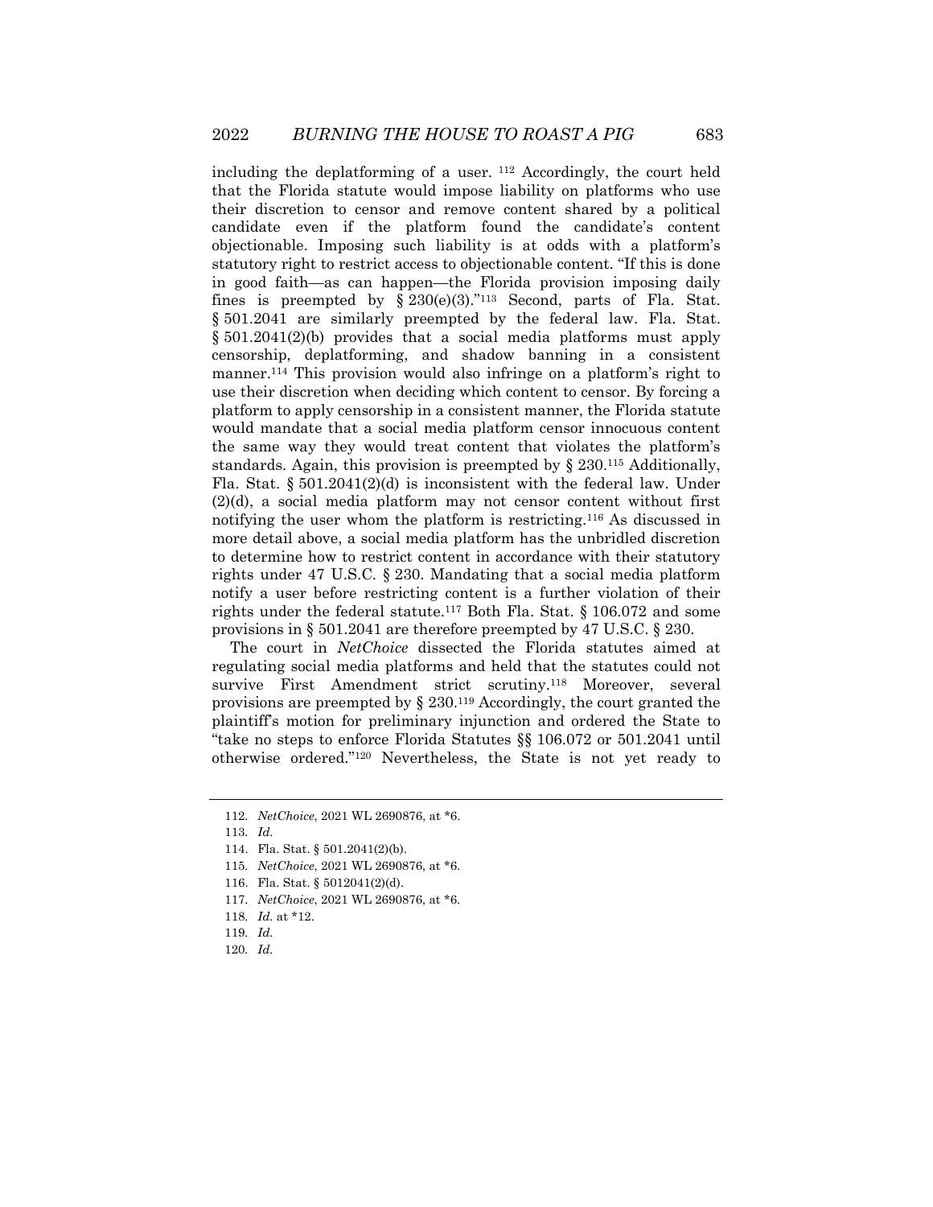including the deplatforming of a user. [112] Accordingly, the court held that the Florida statute would impose liability on platforms who use their discretion to censor and remove content shared by a political candidate even if the platform found the candidate's content objectionable. Imposing such liability is at odds with a platform's statutory right to restrict access to objectionable content. "If this is done in good faith—as can happen—the Florida provision imposing daily fines is preempted by § 230(e)(3)."[113] Second, parts of Fla. Stat. § 501.2041 are similarly preempted by the federal law. Fla. Stat. § 501.2041(2)(b) provides that a social media platforms must apply censorship, deplatforming, and shadow banning in a consistent manner.[114] This provision would also infringe on a platform's right to use their discretion when deciding which content to censor. By forcing a platform to apply censorship in a consistent manner, the Florida statute would mandate that a social media platform censor innocuous content the same way they would treat content that violates the platform's standards. Again, this provision is preempted by § 230.[115] Additionally, Fla. Stat. § 501.2041(2)(d) is inconsistent with the federal law. Under (2)(d), a social media platform may not censor content without first notifying the user whom the platform is restricting.[116] As discussed in more detail above, a social media platform has the unbridled discretion to determine how to restrict content in accordance with their statutory rights under 47 U.S.C. § 230. Mandating that a social media platform notify a user before restricting content is a further violation of their rights under the federal statute.[117] Both Fla. Stat. § 106.072 and some provisions in § 501.2041 are therefore preempted by 47 U.S.C. § 230.

The court in *NetChoice* dissected the Florida statutes aimed at regulating social media platforms and held that the statutes could not survive First Amendment strict scrutiny.[118] Moreover, several provisions are preempted by § 230.[119] Accordingly, the court granted the plaintiff's motion for preliminary injunction and ordered the State to "take no steps to enforce Florida Statutes §§ 106.072 or 501.2041 until otherwise ordered."[120] Nevertheless, the State is not yet ready to

---

112. *NetChoice*, 2021 WL 2690876, at *6.

113. *Id.*

114. Fla. Stat. § 501.2041(2)(b).

115. *NetChoice*, 2021 WL 2690876, at *6.

116. Fla. Stat. § 5012041(2)(d).

117. *NetChoice*, 2021 WL 2690876, at *6.

118. *Id.* at *12.

119. *Id.*

120. *Id.*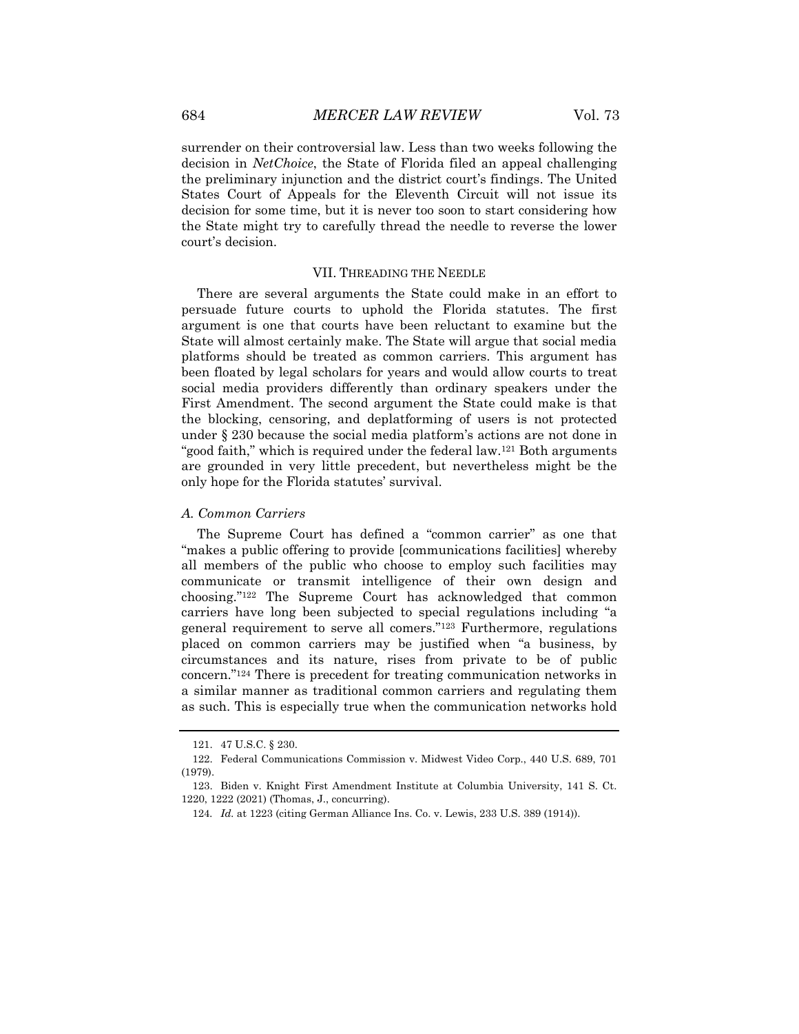surrender on their controversial law. Less than two weeks following the decision in *NetChoice*, the State of Florida filed an appeal challenging the preliminary injunction and the district court's findings. The United States Court of Appeals for the Eleventh Circuit will not issue its decision for some time, but it is never too soon to start considering how the State might try to carefully thread the needle to reverse the lower court's decision.

## VII. THREADING THE NEEDLE

There are several arguments the State could make in an effort to persuade future courts to uphold the Florida statutes. The first argument is one that courts have been reluctant to examine but the State will almost certainly make. The State will argue that social media platforms should be treated as common carriers. This argument has been floated by legal scholars for years and would allow courts to treat social media providers differently than ordinary speakers under the First Amendment. The second argument the State could make is that the blocking, censoring, and deplatforming of users is not protected under § 230 because the social media platform's actions are not done in "good faith," which is required under the federal law.[121] Both arguments are grounded in very little precedent, but nevertheless might be the only hope for the Florida statutes' survival.

### *A. Common Carriers*

The Supreme Court has defined a "common carrier" as one that "makes a public offering to provide [communications facilities] whereby all members of the public who choose to employ such facilities may communicate or transmit intelligence of their own design and choosing."[122] The Supreme Court has acknowledged that common carriers have long been subjected to special regulations including "a general requirement to serve all comers."[123] Furthermore, regulations placed on common carriers may be justified when "a business, by circumstances and its nature, rises from private to be of public concern."[124] There is precedent for treating communication networks in a similar manner as traditional common carriers and regulating them as such. This is especially true when the communication networks hold

---

121. 47 U.S.C. § 230.

122. Federal Communications Commission v. Midwest Video Corp., 440 U.S. 689, 701 (1979).

123. Biden v. Knight First Amendment Institute at Columbia University, 141 S. Ct. 1220, 1222 (2021) (Thomas, J., concurring).

124. *Id.* at 1223 (citing German Alliance Ins. Co. v. Lewis, 233 U.S. 389 (1914)).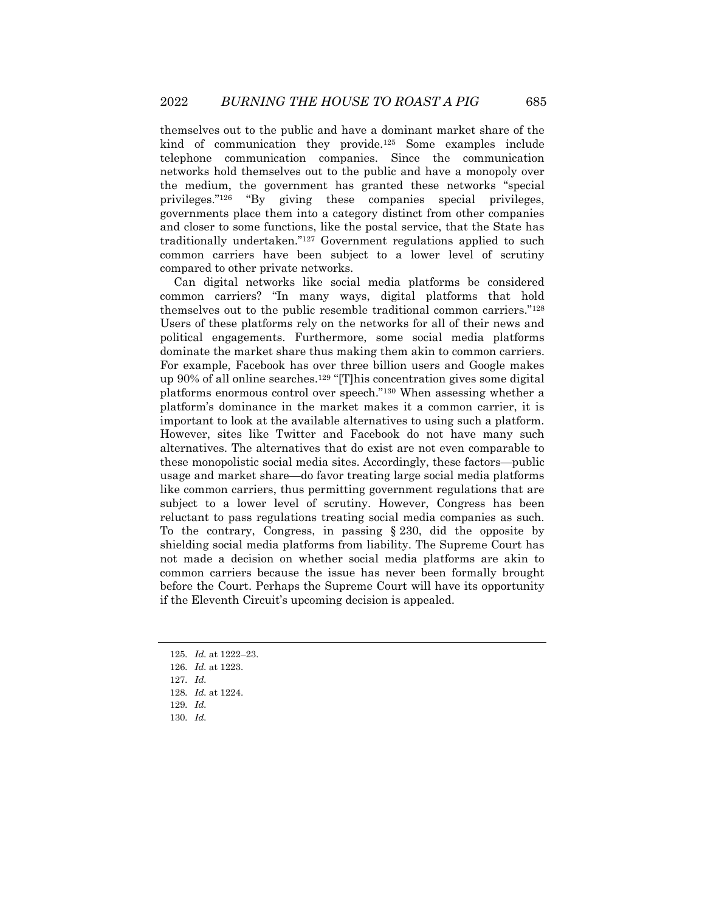themselves out to the public and have a dominant market share of the kind of communication they provide.[125] Some examples include telephone communication companies. Since the communication networks hold themselves out to the public and have a monopoly over the medium, the government has granted these networks "special privileges."[126] "By giving these companies special privileges, governments place them into a category distinct from other companies and closer to some functions, like the postal service, that the State has traditionally undertaken."[127] Government regulations applied to such common carriers have been subject to a lower level of scrutiny compared to other private networks.

Can digital networks like social media platforms be considered common carriers? "In many ways, digital platforms that hold themselves out to the public resemble traditional common carriers."[128] Users of these platforms rely on the networks for all of their news and political engagements. Furthermore, some social media platforms dominate the market share thus making them akin to common carriers. For example, Facebook has over three billion users and Google makes up 90% of all online searches.[129] "[T]his concentration gives some digital platforms enormous control over speech."[130] When assessing whether a platform's dominance in the market makes it a common carrier, it is important to look at the available alternatives to using such a platform. However, sites like Twitter and Facebook do not have many such alternatives. The alternatives that do exist are not even comparable to these monopolistic social media sites. Accordingly, these factors—public usage and market share—do favor treating large social media platforms like common carriers, thus permitting government regulations that are subject to a lower level of scrutiny. However, Congress has been reluctant to pass regulations treating social media companies as such. To the contrary, Congress, in passing § 230, did the opposite by shielding social media platforms from liability. The Supreme Court has not made a decision on whether social media platforms are akin to common carriers because the issue has never been formally brought before the Court. Perhaps the Supreme Court will have its opportunity if the Eleventh Circuit's upcoming decision is appealed.

---

125. *Id.* at 1222–23.

126. *Id.* at 1223.

127. *Id.*

128. *Id.* at 1224.

129. *Id.*

130. *Id.*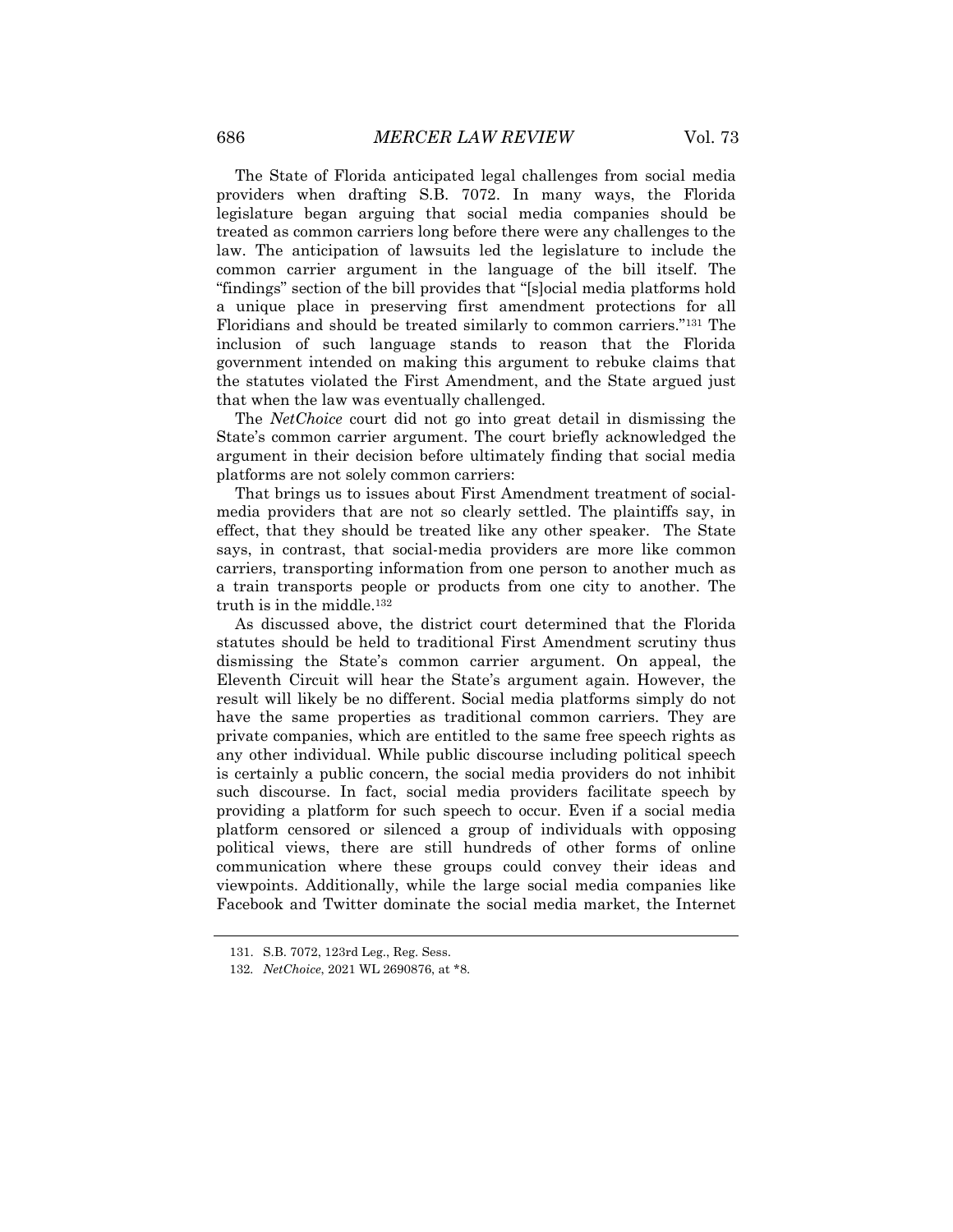The State of Florida anticipated legal challenges from social media providers when drafting S.B. 7072. In many ways, the Florida legislature began arguing that social media companies should be treated as common carriers long before there were any challenges to the law. The anticipation of lawsuits led the legislature to include the common carrier argument in the language of the bill itself. The "findings" section of the bill provides that "[s]ocial media platforms hold a unique place in preserving first amendment protections for all Floridians and should be treated similarly to common carriers."[131] The inclusion of such language stands to reason that the Florida government intended on making this argument to rebuke claims that the statutes violated the First Amendment, and the State argued just that when the law was eventually challenged.

The *NetChoice* court did not go into great detail in dismissing the State's common carrier argument. The court briefly acknowledged the argument in their decision before ultimately finding that social media platforms are not solely common carriers:

That brings us to issues about First Amendment treatment of social-media providers that are not so clearly settled. The plaintiffs say, in effect, that they should be treated like any other speaker. The State says, in contrast, that social-media providers are more like common carriers, transporting information from one person to another much as a train transports people or products from one city to another. The truth is in the middle.[132]

As discussed above, the district court determined that the Florida statutes should be held to traditional First Amendment scrutiny thus dismissing the State's common carrier argument. On appeal, the Eleventh Circuit will hear the State's argument again. However, the result will likely be no different. Social media platforms simply do not have the same properties as traditional common carriers. They are private companies, which are entitled to the same free speech rights as any other individual. While public discourse including political speech is certainly a public concern, the social media providers do not inhibit such discourse. In fact, social media providers facilitate speech by providing a platform for such speech to occur. Even if a social media platform censored or silenced a group of individuals with opposing political views, there are still hundreds of other forms of online communication where these groups could convey their ideas and viewpoints. Additionally, while the large social media companies like Facebook and Twitter dominate the social media market, the Internet

---

131. S.B. 7072, 123rd Leg., Reg. Sess.

132. *NetChoice*, 2021 WL 2690876, at *8.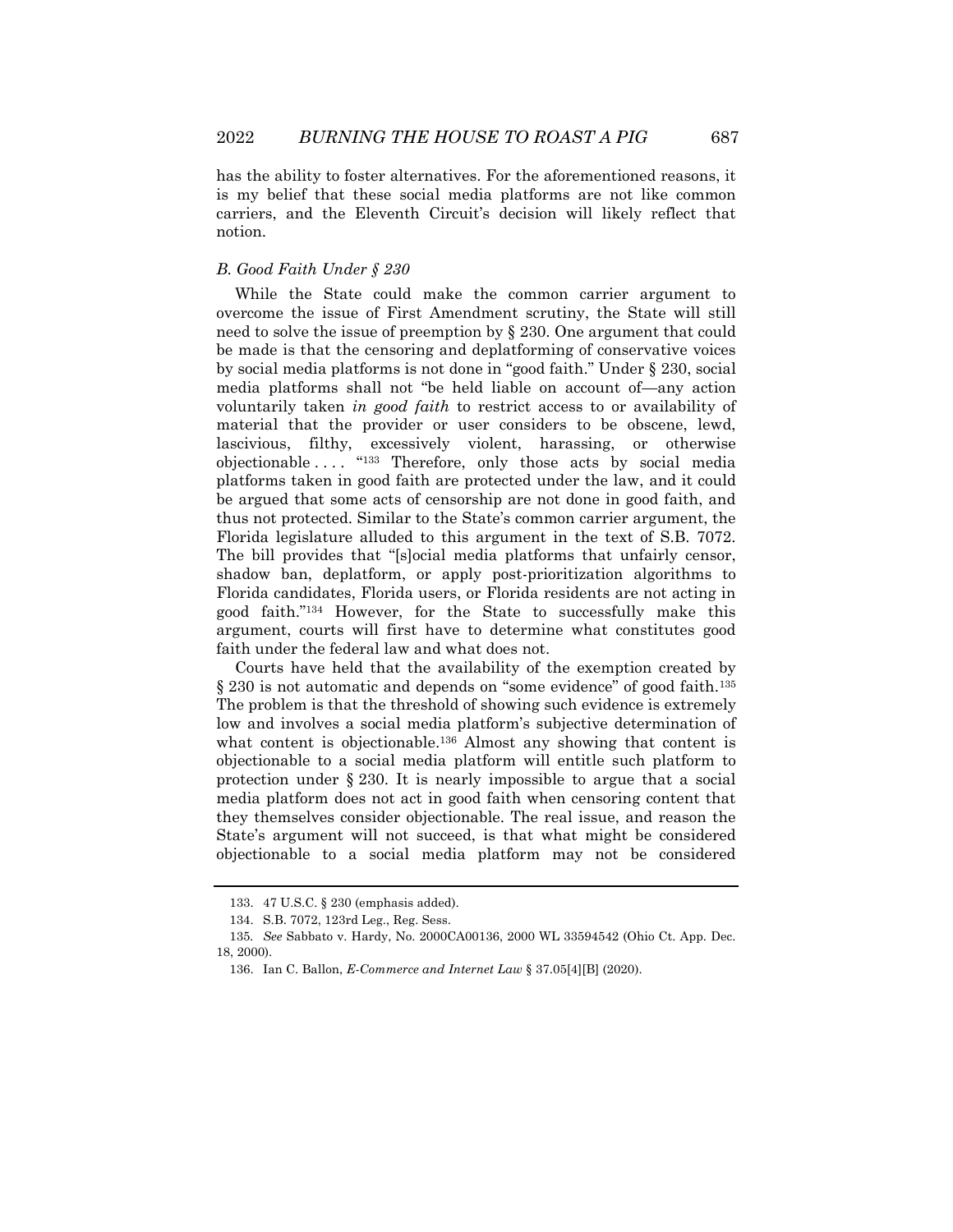has the ability to foster alternatives. For the aforementioned reasons, it is my belief that these social media platforms are not like common carriers, and the Eleventh Circuit's decision will likely reflect that notion.

### *B. Good Faith Under § 230*

While the State could make the common carrier argument to overcome the issue of First Amendment scrutiny, the State will still need to solve the issue of preemption by § 230. One argument that could be made is that the censoring and deplatforming of conservative voices by social media platforms is not done in "good faith." Under § 230, social media platforms shall not "be held liable on account of—any action voluntarily taken *in good faith* to restrict access to or availability of material that the provider or user considers to be obscene, lewd, lascivious, filthy, excessively violent, harassing, or otherwise objectionable . . . . "[133] Therefore, only those acts by social media platforms taken in good faith are protected under the law, and it could be argued that some acts of censorship are not done in good faith, and thus not protected. Similar to the State's common carrier argument, the Florida legislature alluded to this argument in the text of S.B. 7072. The bill provides that "[s]ocial media platforms that unfairly censor, shadow ban, deplatform, or apply post-prioritization algorithms to Florida candidates, Florida users, or Florida residents are not acting in good faith."[134] However, for the State to successfully make this argument, courts will first have to determine what constitutes good faith under the federal law and what does not.

Courts have held that the availability of the exemption created by § 230 is not automatic and depends on "some evidence" of good faith.[135] The problem is that the threshold of showing such evidence is extremely low and involves a social media platform's subjective determination of what content is objectionable.[136] Almost any showing that content is objectionable to a social media platform will entitle such platform to protection under § 230. It is nearly impossible to argue that a social media platform does not act in good faith when censoring content that they themselves consider objectionable. The real issue, and reason the State's argument will not succeed, is that what might be considered objectionable to a social media platform may not be considered

---

133. 47 U.S.C. § 230 (emphasis added).

134. S.B. 7072, 123rd Leg., Reg. Sess.

135. *See* Sabbato v. Hardy, No. 2000CA00136, 2000 WL 33594542 (Ohio Ct. App. Dec. 18, 2000).

136. Ian C. Ballon, *E-Commerce and Internet Law* § 37.05[4][B] (2020).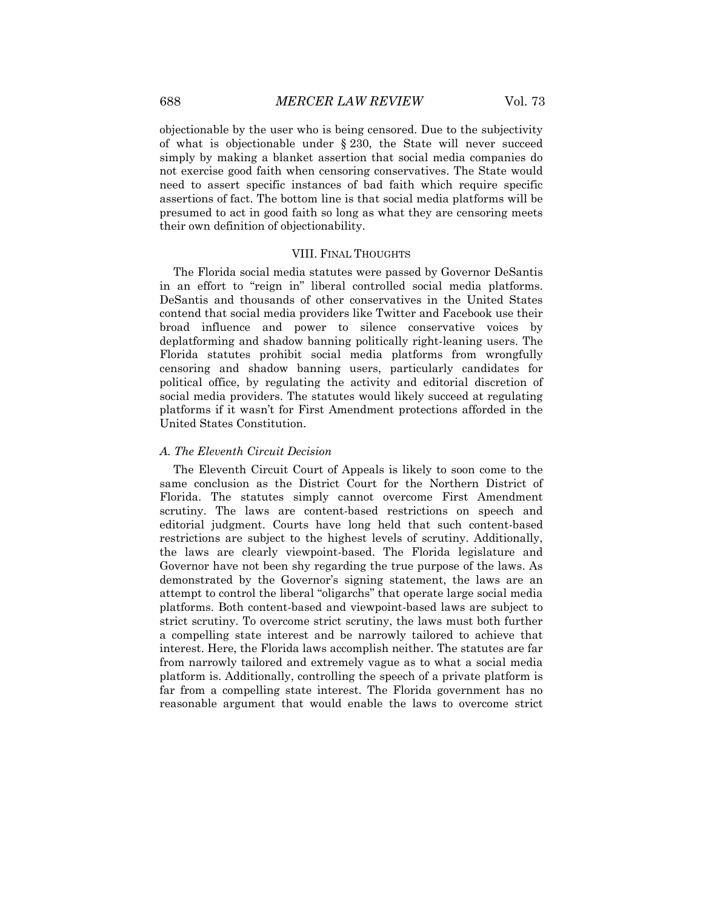objectionable by the user who is being censored. Due to the subjectivity of what is objectionable under § 230, the State will never succeed simply by making a blanket assertion that social media companies do not exercise good faith when censoring conservatives. The State would need to assert specific instances of bad faith which require specific assertions of fact. The bottom line is that social media platforms will be presumed to act in good faith so long as what they are censoring meets their own definition of objectionability.

## VIII. FINAL THOUGHTS

The Florida social media statutes were passed by Governor DeSantis in an effort to "reign in" liberal controlled social media platforms. DeSantis and thousands of other conservatives in the United States contend that social media providers like Twitter and Facebook use their broad influence and power to silence conservative voices by deplatforming and shadow banning politically right-leaning users. The Florida statutes prohibit social media platforms from wrongfully censoring and shadow banning users, particularly candidates for political office, by regulating the activity and editorial discretion of social media providers. The statutes would likely succeed at regulating platforms if it wasn't for First Amendment protections afforded in the United States Constitution.

### *A. The Eleventh Circuit Decision*

The Eleventh Circuit Court of Appeals is likely to soon come to the same conclusion as the District Court for the Northern District of Florida. The statutes simply cannot overcome First Amendment scrutiny. The laws are content-based restrictions on speech and editorial judgment. Courts have long held that such content-based restrictions are subject to the highest levels of scrutiny. Additionally, the laws are clearly viewpoint-based. The Florida legislature and Governor have not been shy regarding the true purpose of the laws. As demonstrated by the Governor's signing statement, the laws are an attempt to control the liberal "oligarchs" that operate large social media platforms. Both content-based and viewpoint-based laws are subject to strict scrutiny. To overcome strict scrutiny, the laws must both further a compelling state interest and be narrowly tailored to achieve that interest. Here, the Florida laws accomplish neither. The statutes are far from narrowly tailored and extremely vague as to what a social media platform is. Additionally, controlling the speech of a private platform is far from a compelling state interest. The Florida government has no reasonable argument that would enable the laws to overcome strict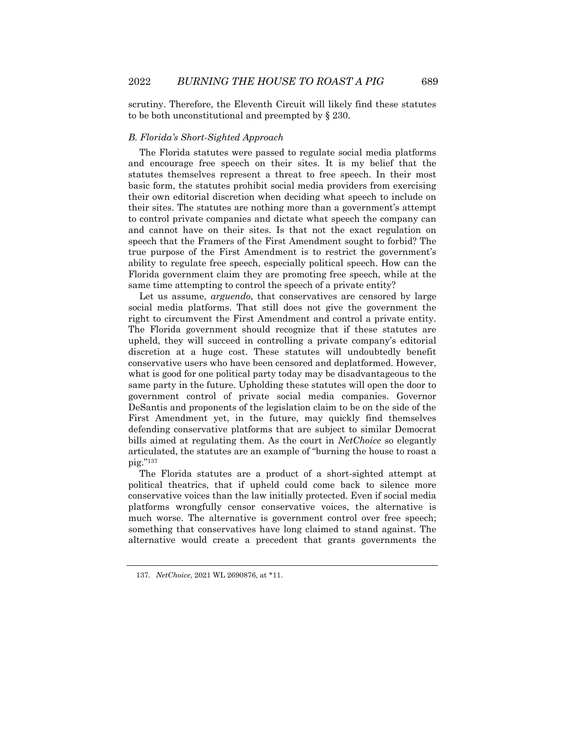scrutiny. Therefore, the Eleventh Circuit will likely find these statutes to be both unconstitutional and preempted by § 230.

### *B. Florida's Short-Sighted Approach*

The Florida statutes were passed to regulate social media platforms and encourage free speech on their sites. It is my belief that the statutes themselves represent a threat to free speech. In their most basic form, the statutes prohibit social media providers from exercising their own editorial discretion when deciding what speech to include on their sites. The statutes are nothing more than a government's attempt to control private companies and dictate what speech the company can and cannot have on their sites. Is that not the exact regulation on speech that the Framers of the First Amendment sought to forbid? The true purpose of the First Amendment is to restrict the government's ability to regulate free speech, especially political speech. How can the Florida government claim they are promoting free speech, while at the same time attempting to control the speech of a private entity?

Let us assume, *arguendo*, that conservatives are censored by large social media platforms. That still does not give the government the right to circumvent the First Amendment and control a private entity. The Florida government should recognize that if these statutes are upheld, they will succeed in controlling a private company's editorial discretion at a huge cost. These statutes will undoubtedly benefit conservative users who have been censored and deplatformed. However, what is good for one political party today may be disadvantageous to the same party in the future. Upholding these statutes will open the door to government control of private social media companies. Governor DeSantis and proponents of the legislation claim to be on the side of the First Amendment yet, in the future, may quickly find themselves defending conservative platforms that are subject to similar Democrat bills aimed at regulating them. As the court in *NetChoice* so elegantly articulated, the statutes are an example of "burning the house to roast a pig."[137]

The Florida statutes are a product of a short-sighted attempt at political theatrics, that if upheld could come back to silence more conservative voices than the law initially protected. Even if social media platforms wrongfully censor conservative voices, the alternative is much worse. The alternative is government control over free speech; something that conservatives have long claimed to stand against. The alternative would create a precedent that grants governments the

---

137. *NetChoice*, 2021 WL 2690876, at *11.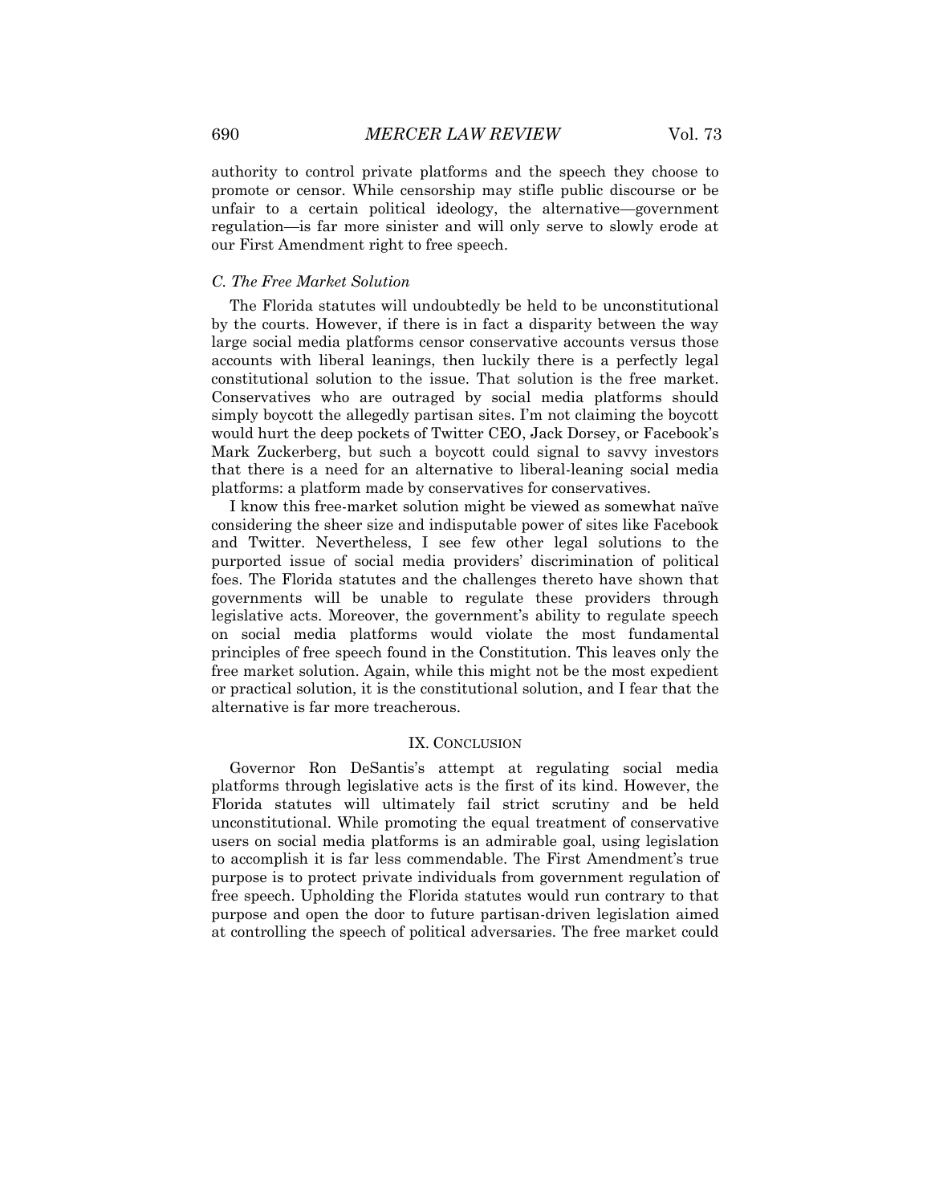authority to control private platforms and the speech they choose to promote or censor. While censorship may stifle public discourse or be unfair to a certain political ideology, the alternative—government regulation—is far more sinister and will only serve to slowly erode at our First Amendment right to free speech.

### *C. The Free Market Solution*

The Florida statutes will undoubtedly be held to be unconstitutional by the courts. However, if there is in fact a disparity between the way large social media platforms censor conservative accounts versus those accounts with liberal leanings, then luckily there is a perfectly legal constitutional solution to the issue. That solution is the free market. Conservatives who are outraged by social media platforms should simply boycott the allegedly partisan sites. I'm not claiming the boycott would hurt the deep pockets of Twitter CEO, Jack Dorsey, or Facebook's Mark Zuckerberg, but such a boycott could signal to savvy investors that there is a need for an alternative to liberal-leaning social media platforms: a platform made by conservatives for conservatives.

I know this free-market solution might be viewed as somewhat naïve considering the sheer size and indisputable power of sites like Facebook and Twitter. Nevertheless, I see few other legal solutions to the purported issue of social media providers' discrimination of political foes. The Florida statutes and the challenges thereto have shown that governments will be unable to regulate these providers through legislative acts. Moreover, the government's ability to regulate speech on social media platforms would violate the most fundamental principles of free speech found in the Constitution. This leaves only the free market solution. Again, while this might not be the most expedient or practical solution, it is the constitutional solution, and I fear that the alternative is far more treacherous.

## IX. Conclusion

Governor Ron DeSantis's attempt at regulating social media platforms through legislative acts is the first of its kind. However, the Florida statutes will ultimately fail strict scrutiny and be held unconstitutional. While promoting the equal treatment of conservative users on social media platforms is an admirable goal, using legislation to accomplish it is far less commendable. The First Amendment's true purpose is to protect private individuals from government regulation of free speech. Upholding the Florida statutes would run contrary to that purpose and open the door to future partisan-driven legislation aimed at controlling the speech of political adversaries. The free market could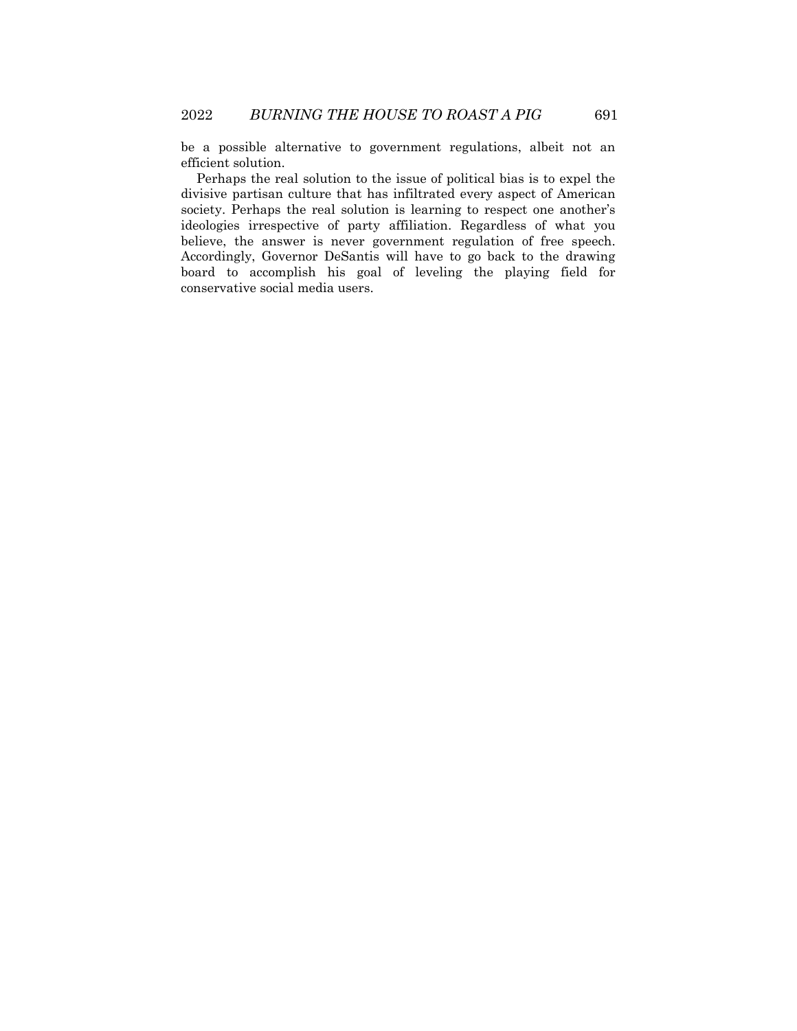be a possible alternative to government regulations, albeit not an efficient solution.

Perhaps the real solution to the issue of political bias is to expel the divisive partisan culture that has infiltrated every aspect of American society. Perhaps the real solution is learning to respect one another's ideologies irrespective of party affiliation. Regardless of what you believe, the answer is never government regulation of free speech. Accordingly, Governor DeSantis will have to go back to the drawing board to accomplish his goal of leveling the playing field for conservative social media users.